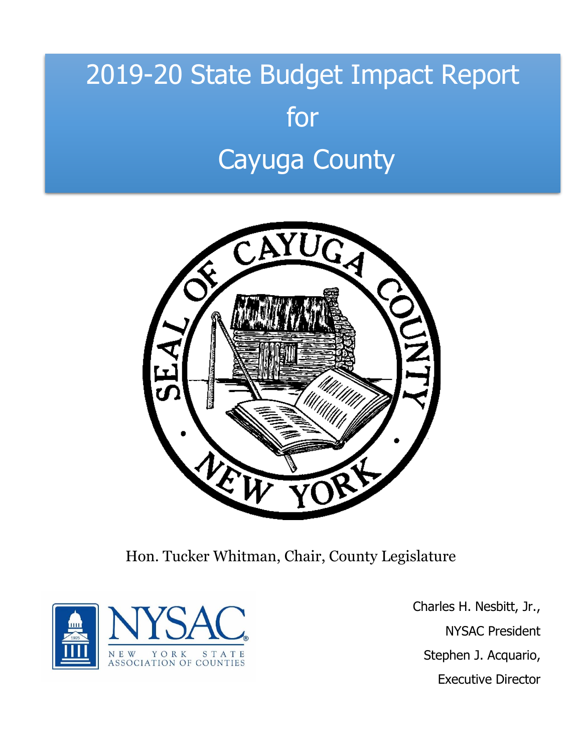# 2019-20 State Budget Impact Report for Cayuga County

Hon. Tucker Whitman, Chair, County Legislature

Charles H. Nesbitt, Jr.,
NYSAC President

Stephen J. Acquario,
Executive Director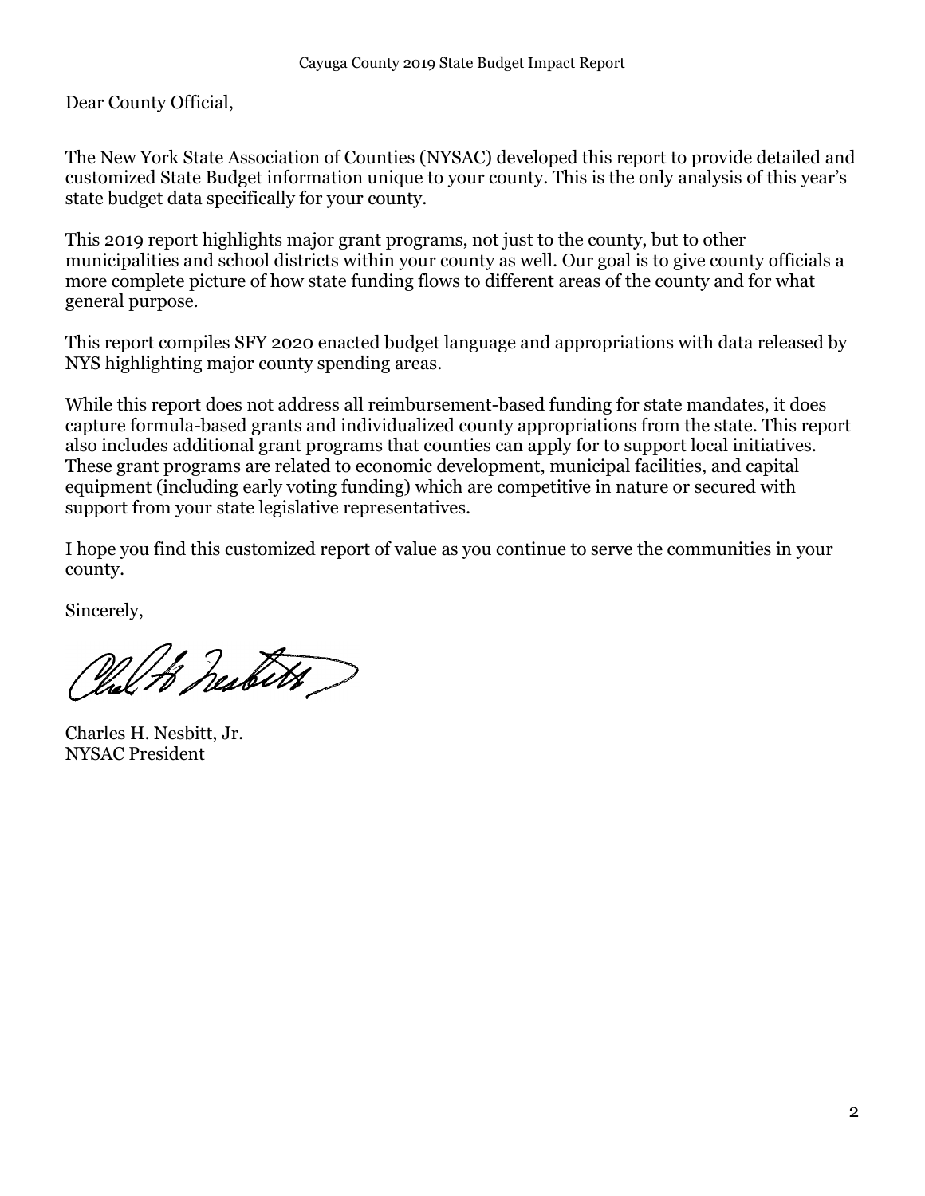Dear County Official,

The New York State Association of Counties (NYSAC) developed this report to provide detailed and customized State Budget information unique to your county. This is the only analysis of this year's state budget data specifically for your county.

This 2019 report highlights major grant programs, not just to the county, but to other municipalities and school districts within your county as well. Our goal is to give county officials a more complete picture of how state funding flows to different areas of the county and for what general purpose.

This report compiles SFY 2020 enacted budget language and appropriations with data released by NYS highlighting major county spending areas.

While this report does not address all reimbursement-based funding for state mandates, it does capture formula-based grants and individualized county appropriations from the state. This report also includes additional grant programs that counties can apply for to support local initiatives. These grant programs are related to economic development, municipal facilities, and capital equipment (including early voting funding) which are competitive in nature or secured with support from your state legislative representatives.

I hope you find this customized report of value as you continue to serve the communities in your county.

Sincerely,

Charles H. Nesbitt, Jr.
NYSAC President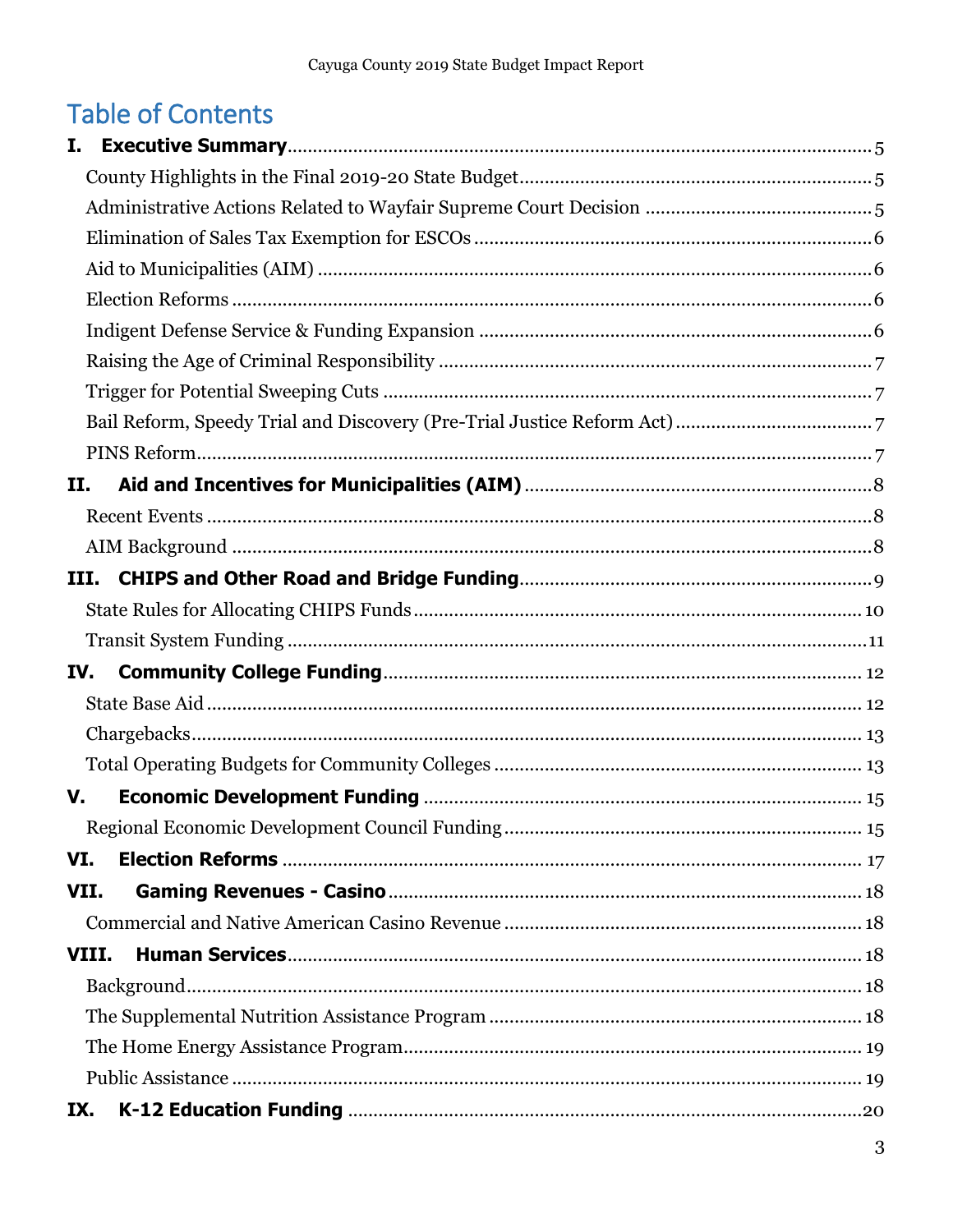# Table of Contents

**I. Executive Summary** ... 5

- County Highlights in the Final 2019-20 State Budget ... 5
- Administrative Actions Related to Wayfair Supreme Court Decision ... 5
- Elimination of Sales Tax Exemption for ESCOs ... 6
- Aid to Municipalities (AIM) ... 6
- Election Reforms ... 6
- Indigent Defense Service & Funding Expansion ... 6
- Raising the Age of Criminal Responsibility ... 7
- Trigger for Potential Sweeping Cuts ... 7
- Bail Reform, Speedy Trial and Discovery (Pre-Trial Justice Reform Act) ... 7
- PINS Reform ... 7

**II. Aid and Incentives for Municipalities (AIM)** ... 8

- Recent Events ... 8
- AIM Background ... 8

**III. CHIPS and Other Road and Bridge Funding** ... 9

- State Rules for Allocating CHIPS Funds ... 10
- Transit System Funding ... 11

**IV. Community College Funding** ... 12

- State Base Aid ... 12
- Chargebacks ... 13
- Total Operating Budgets for Community Colleges ... 13

**V. Economic Development Funding** ... 15

- Regional Economic Development Council Funding ... 15

**VI. Election Reforms** ... 17

**VII. Gaming Revenues - Casino** ... 18

- Commercial and Native American Casino Revenue ... 18

**VIII. Human Services** ... 18

- Background ... 18
- The Supplemental Nutrition Assistance Program ... 18
- The Home Energy Assistance Program ... 19
- Public Assistance ... 19

**IX. K-12 Education Funding** ... 20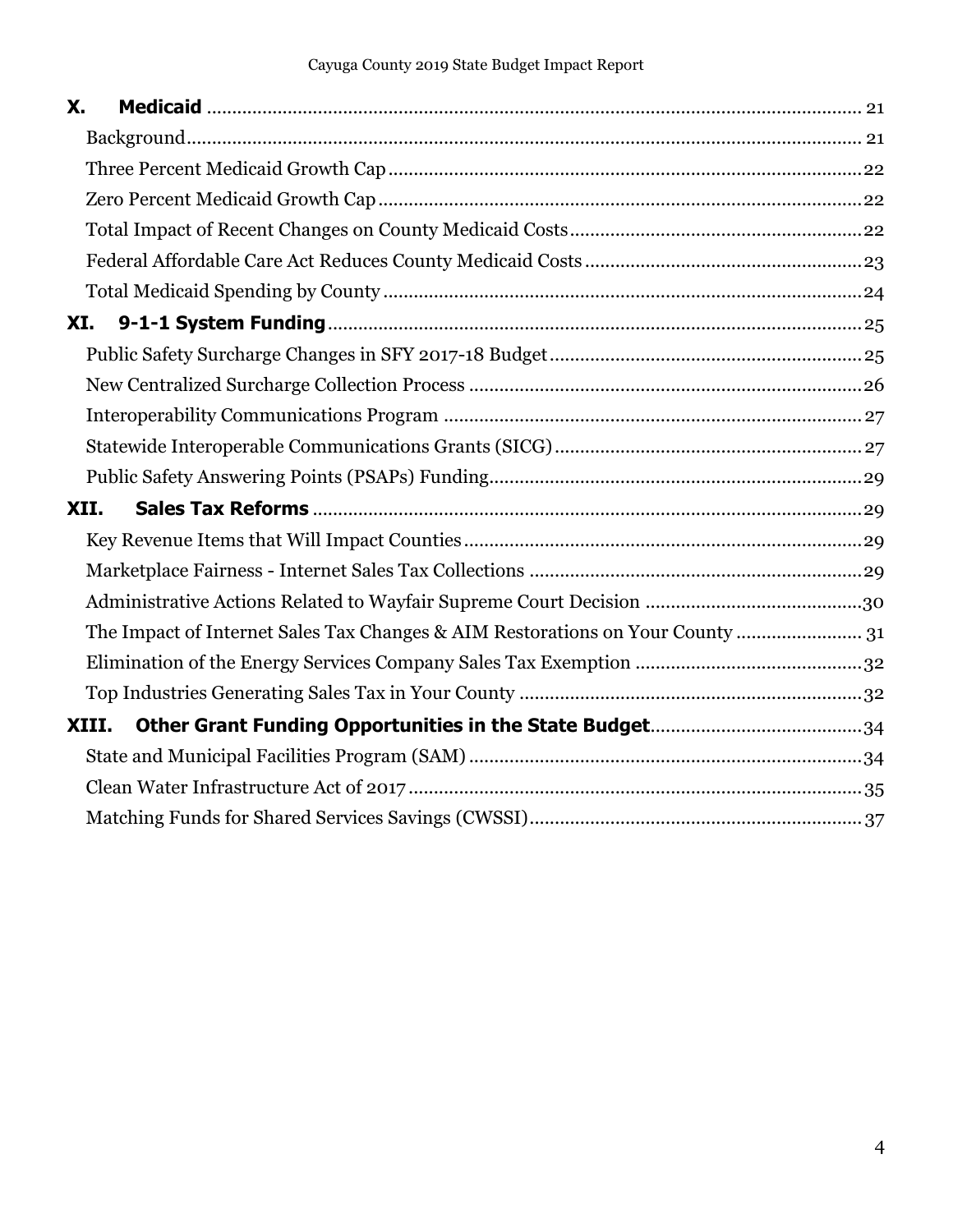**X. Medicaid** ..... 21

Background ..... 21

Three Percent Medicaid Growth Cap ..... 22

Zero Percent Medicaid Growth Cap ..... 22

Total Impact of Recent Changes on County Medicaid Costs ..... 22

Federal Affordable Care Act Reduces County Medicaid Costs ..... 23

Total Medicaid Spending by County ..... 24

**XI. 9-1-1 System Funding** ..... 25

Public Safety Surcharge Changes in SFY 2017-18 Budget ..... 25

New Centralized Surcharge Collection Process ..... 26

Interoperability Communications Program ..... 27

Statewide Interoperable Communications Grants (SICG) ..... 27

Public Safety Answering Points (PSAPs) Funding ..... 29

**XII. Sales Tax Reforms** ..... 29

Key Revenue Items that Will Impact Counties ..... 29

Marketplace Fairness - Internet Sales Tax Collections ..... 29

Administrative Actions Related to Wayfair Supreme Court Decision ..... 30

The Impact of Internet Sales Tax Changes & AIM Restorations on Your County ..... 31

Elimination of the Energy Services Company Sales Tax Exemption ..... 32

Top Industries Generating Sales Tax in Your County ..... 32

**XIII. Other Grant Funding Opportunities in the State Budget** ..... 34

State and Municipal Facilities Program (SAM) ..... 34

Clean Water Infrastructure Act of 2017 ..... 35

Matching Funds for Shared Services Savings (CWSSI) ..... 37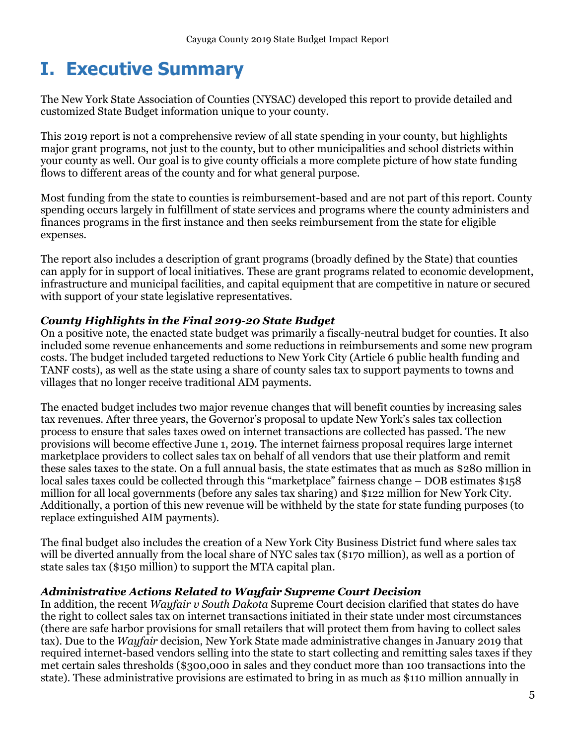# I. Executive Summary

The New York State Association of Counties (NYSAC) developed this report to provide detailed and customized State Budget information unique to your county.

This 2019 report is not a comprehensive review of all state spending in your county, but highlights major grant programs, not just to the county, but to other municipalities and school districts within your county as well. Our goal is to give county officials a more complete picture of how state funding flows to different areas of the county and for what general purpose.

Most funding from the state to counties is reimbursement-based and are not part of this report. County spending occurs largely in fulfillment of state services and programs where the county administers and finances programs in the first instance and then seeks reimbursement from the state for eligible expenses.

The report also includes a description of grant programs (broadly defined by the State) that counties can apply for in support of local initiatives. These are grant programs related to economic development, infrastructure and municipal facilities, and capital equipment that are competitive in nature or secured with support of your state legislative representatives.

***County Highlights in the Final 2019-20 State Budget***

On a positive note, the enacted state budget was primarily a fiscally-neutral budget for counties. It also included some revenue enhancements and some reductions in reimbursements and some new program costs. The budget included targeted reductions to New York City (Article 6 public health funding and TANF costs), as well as the state using a share of county sales tax to support payments to towns and villages that no longer receive traditional AIM payments.

The enacted budget includes two major revenue changes that will benefit counties by increasing sales tax revenues. After three years, the Governor's proposal to update New York's sales tax collection process to ensure that sales taxes owed on internet transactions are collected has passed. The new provisions will become effective June 1, 2019. The internet fairness proposal requires large internet marketplace providers to collect sales tax on behalf of all vendors that use their platform and remit these sales taxes to the state. On a full annual basis, the state estimates that as much as $280 million in local sales taxes could be collected through this "marketplace" fairness change – DOB estimates $158 million for all local governments (before any sales tax sharing) and $122 million for New York City. Additionally, a portion of this new revenue will be withheld by the state for state funding purposes (to replace extinguished AIM payments).

The final budget also includes the creation of a New York City Business District fund where sales tax will be diverted annually from the local share of NYC sales tax ($170 million), as well as a portion of state sales tax ($150 million) to support the MTA capital plan.

***Administrative Actions Related to Wayfair Supreme Court Decision***

In addition, the recent *Wayfair v South Dakota* Supreme Court decision clarified that states do have the right to collect sales tax on internet transactions initiated in their state under most circumstances (there are safe harbor provisions for small retailers that will protect them from having to collect sales tax). Due to the *Wayfair* decision, New York State made administrative changes in January 2019 that required internet-based vendors selling into the state to start collecting and remitting sales taxes if they met certain sales thresholds ($300,000 in sales and they conduct more than 100 transactions into the state). These administrative provisions are estimated to bring in as much as $110 million annually in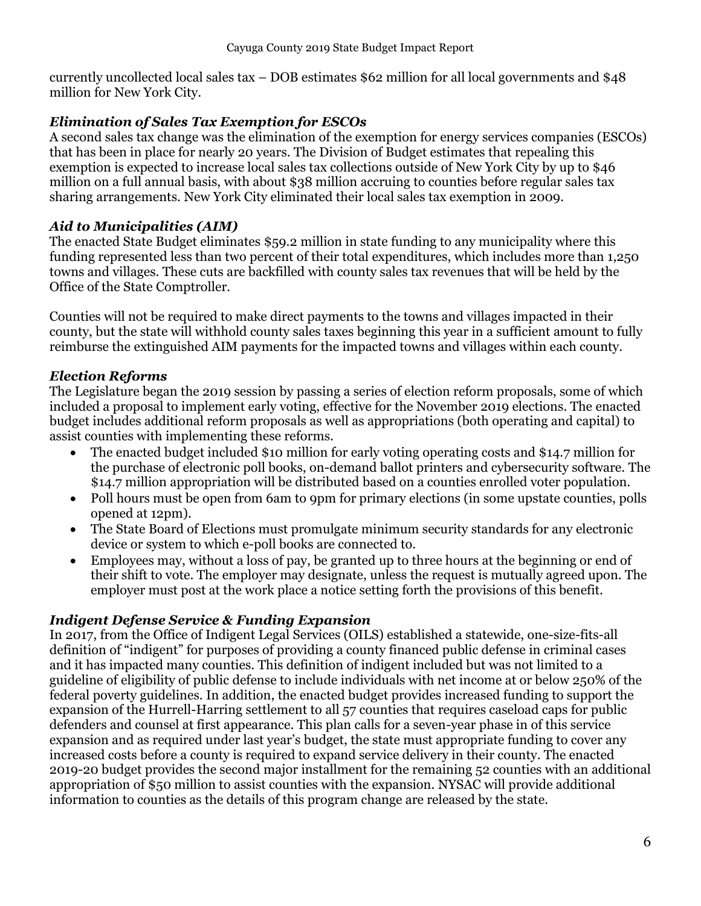currently uncollected local sales tax – DOB estimates $62 million for all local governments and $48 million for New York City.

### *Elimination of Sales Tax Exemption for ESCOs*

A second sales tax change was the elimination of the exemption for energy services companies (ESCOs) that has been in place for nearly 20 years. The Division of Budget estimates that repealing this exemption is expected to increase local sales tax collections outside of New York City by up to $46 million on a full annual basis, with about $38 million accruing to counties before regular sales tax sharing arrangements. New York City eliminated their local sales tax exemption in 2009.

### *Aid to Municipalities (AIM)*

The enacted State Budget eliminates $59.2 million in state funding to any municipality where this funding represented less than two percent of their total expenditures, which includes more than 1,250 towns and villages. These cuts are backfilled with county sales tax revenues that will be held by the Office of the State Comptroller.

Counties will not be required to make direct payments to the towns and villages impacted in their county, but the state will withhold county sales taxes beginning this year in a sufficient amount to fully reimburse the extinguished AIM payments for the impacted towns and villages within each county.

### *Election Reforms*

The Legislature began the 2019 session by passing a series of election reform proposals, some of which included a proposal to implement early voting, effective for the November 2019 elections. The enacted budget includes additional reform proposals as well as appropriations (both operating and capital) to assist counties with implementing these reforms.

- The enacted budget included $10 million for early voting operating costs and $14.7 million for the purchase of electronic poll books, on-demand ballot printers and cybersecurity software. The $14.7 million appropriation will be distributed based on a counties enrolled voter population.
- Poll hours must be open from 6am to 9pm for primary elections (in some upstate counties, polls opened at 12pm).
- The State Board of Elections must promulgate minimum security standards for any electronic device or system to which e-poll books are connected to.
- Employees may, without a loss of pay, be granted up to three hours at the beginning or end of their shift to vote. The employer may designate, unless the request is mutually agreed upon. The employer must post at the work place a notice setting forth the provisions of this benefit.

### *Indigent Defense Service & Funding Expansion*

In 2017, from the Office of Indigent Legal Services (OILS) established a statewide, one-size-fits-all definition of "indigent" for purposes of providing a county financed public defense in criminal cases and it has impacted many counties. This definition of indigent included but was not limited to a guideline of eligibility of public defense to include individuals with net income at or below 250% of the federal poverty guidelines. In addition, the enacted budget provides increased funding to support the expansion of the Hurrell-Harring settlement to all 57 counties that requires caseload caps for public defenders and counsel at first appearance. This plan calls for a seven-year phase in of this service expansion and as required under last year's budget, the state must appropriate funding to cover any increased costs before a county is required to expand service delivery in their county. The enacted 2019-20 budget provides the second major installment for the remaining 52 counties with an additional appropriation of $50 million to assist counties with the expansion. NYSAC will provide additional information to counties as the details of this program change are released by the state.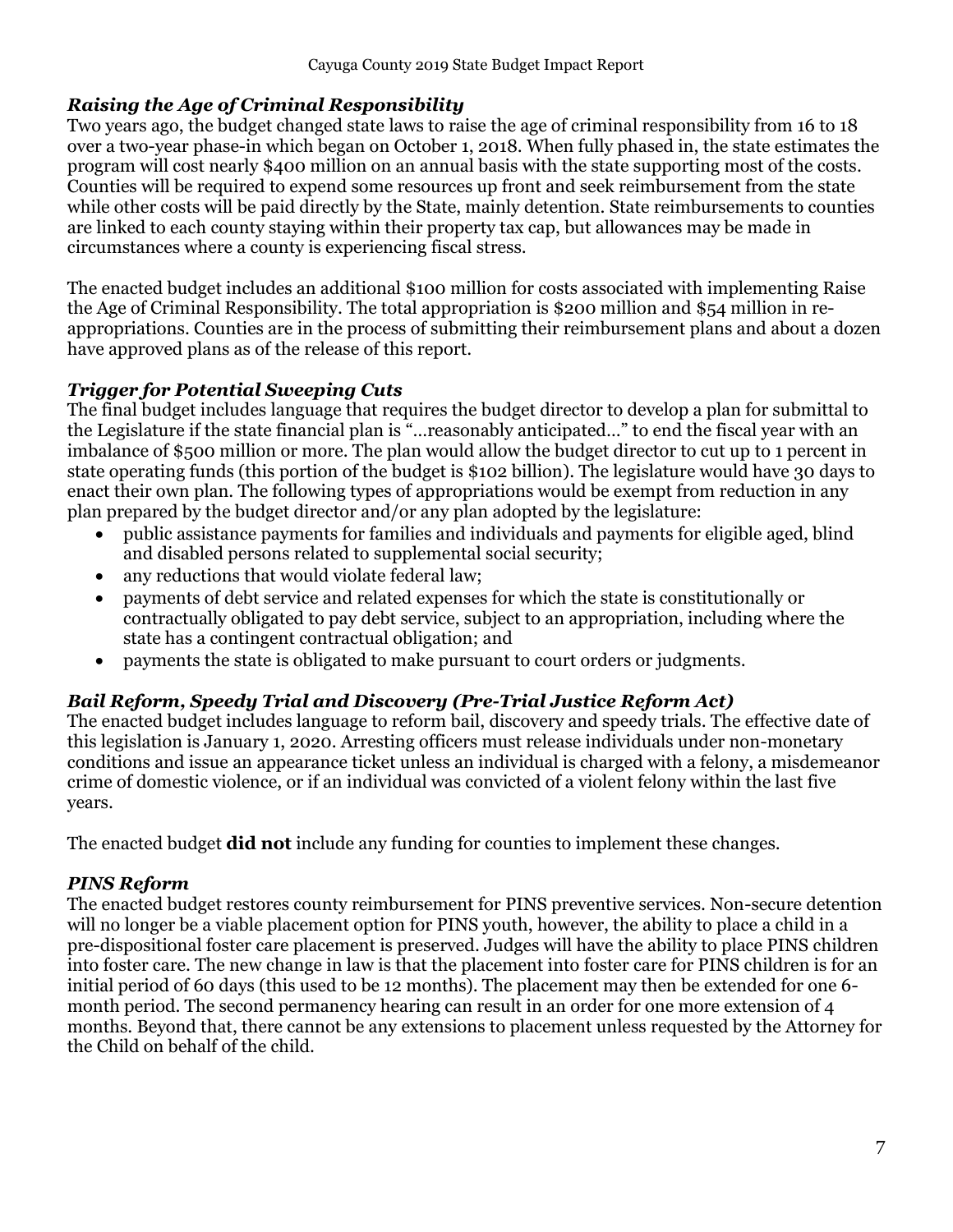### *Raising the Age of Criminal Responsibility*

Two years ago, the budget changed state laws to raise the age of criminal responsibility from 16 to 18 over a two-year phase-in which began on October 1, 2018. When fully phased in, the state estimates the program will cost nearly $400 million on an annual basis with the state supporting most of the costs. Counties will be required to expend some resources up front and seek reimbursement from the state while other costs will be paid directly by the State, mainly detention. State reimbursements to counties are linked to each county staying within their property tax cap, but allowances may be made in circumstances where a county is experiencing fiscal stress.

The enacted budget includes an additional $100 million for costs associated with implementing Raise the Age of Criminal Responsibility. The total appropriation is $200 million and $54 million in re-appropriations. Counties are in the process of submitting their reimbursement plans and about a dozen have approved plans as of the release of this report.

### *Trigger for Potential Sweeping Cuts*

The final budget includes language that requires the budget director to develop a plan for submittal to the Legislature if the state financial plan is "…reasonably anticipated…" to end the fiscal year with an imbalance of $500 million or more. The plan would allow the budget director to cut up to 1 percent in state operating funds (this portion of the budget is $102 billion). The legislature would have 30 days to enact their own plan. The following types of appropriations would be exempt from reduction in any plan prepared by the budget director and/or any plan adopted by the legislature:

- public assistance payments for families and individuals and payments for eligible aged, blind and disabled persons related to supplemental social security;
- any reductions that would violate federal law;
- payments of debt service and related expenses for which the state is constitutionally or contractually obligated to pay debt service, subject to an appropriation, including where the state has a contingent contractual obligation; and
- payments the state is obligated to make pursuant to court orders or judgments.

### *Bail Reform, Speedy Trial and Discovery (Pre-Trial Justice Reform Act)*

The enacted budget includes language to reform bail, discovery and speedy trials. The effective date of this legislation is January 1, 2020. Arresting officers must release individuals under non-monetary conditions and issue an appearance ticket unless an individual is charged with a felony, a misdemeanor crime of domestic violence, or if an individual was convicted of a violent felony within the last five years.

The enacted budget **did not** include any funding for counties to implement these changes.

### *PINS Reform*

The enacted budget restores county reimbursement for PINS preventive services. Non-secure detention will no longer be a viable placement option for PINS youth, however, the ability to place a child in a pre-dispositional foster care placement is preserved. Judges will have the ability to place PINS children into foster care. The new change in law is that the placement into foster care for PINS children is for an initial period of 60 days (this used to be 12 months). The placement may then be extended for one 6-month period. The second permanency hearing can result in an order for one more extension of 4 months. Beyond that, there cannot be any extensions to placement unless requested by the Attorney for the Child on behalf of the child.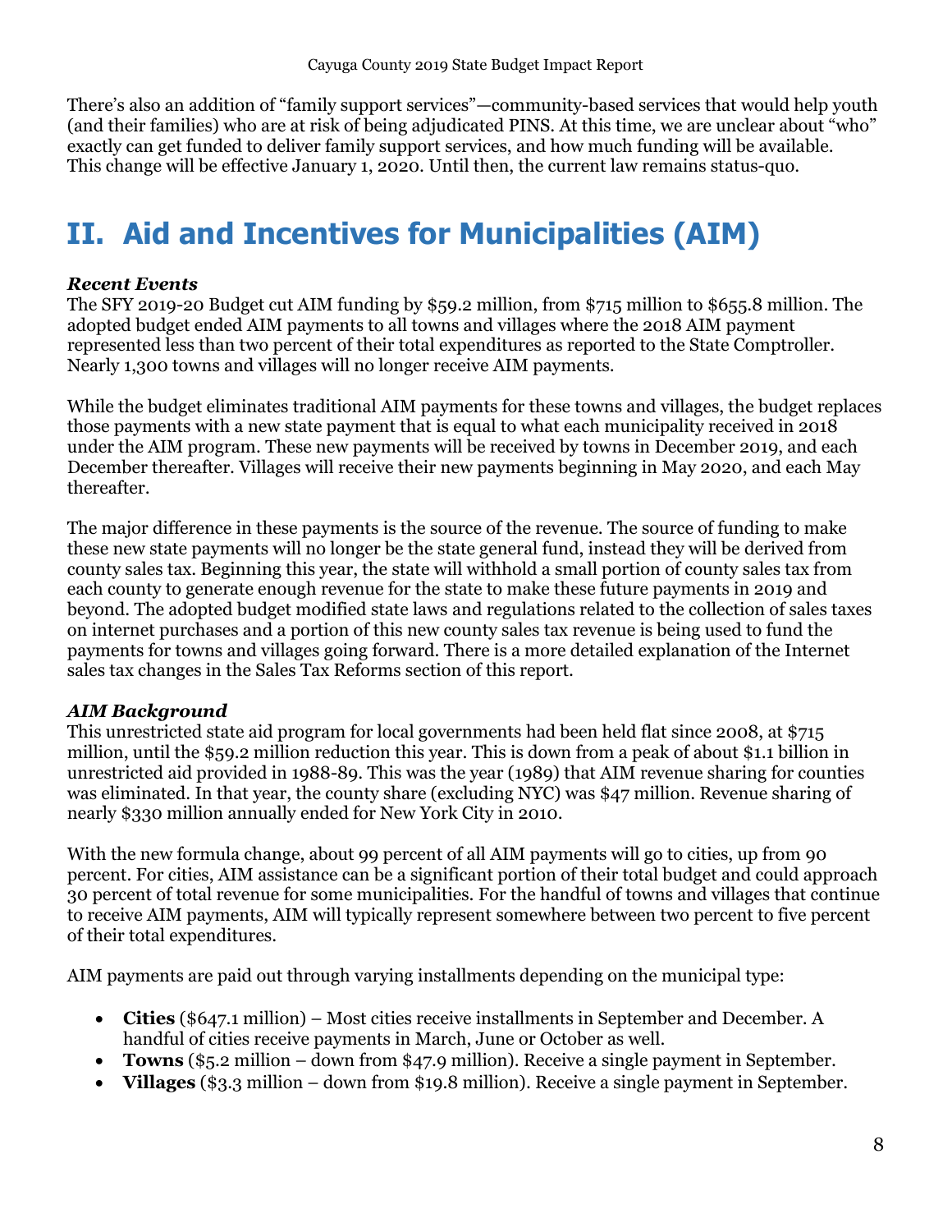There's also an addition of "family support services"—community-based services that would help youth (and their families) who are at risk of being adjudicated PINS. At this time, we are unclear about "who" exactly can get funded to deliver family support services, and how much funding will be available. This change will be effective January 1, 2020. Until then, the current law remains status-quo.

# II. Aid and Incentives for Municipalities (AIM)

***Recent Events***

The SFY 2019-20 Budget cut AIM funding by $59.2 million, from $715 million to $655.8 million. The adopted budget ended AIM payments to all towns and villages where the 2018 AIM payment represented less than two percent of their total expenditures as reported to the State Comptroller. Nearly 1,300 towns and villages will no longer receive AIM payments.

While the budget eliminates traditional AIM payments for these towns and villages, the budget replaces those payments with a new state payment that is equal to what each municipality received in 2018 under the AIM program. These new payments will be received by towns in December 2019, and each December thereafter. Villages will receive their new payments beginning in May 2020, and each May thereafter.

The major difference in these payments is the source of the revenue. The source of funding to make these new state payments will no longer be the state general fund, instead they will be derived from county sales tax. Beginning this year, the state will withhold a small portion of county sales tax from each county to generate enough revenue for the state to make these future payments in 2019 and beyond. The adopted budget modified state laws and regulations related to the collection of sales taxes on internet purchases and a portion of this new county sales tax revenue is being used to fund the payments for towns and villages going forward. There is a more detailed explanation of the Internet sales tax changes in the Sales Tax Reforms section of this report.

***AIM Background***

This unrestricted state aid program for local governments had been held flat since 2008, at $715 million, until the $59.2 million reduction this year. This is down from a peak of about $1.1 billion in unrestricted aid provided in 1988-89. This was the year (1989) that AIM revenue sharing for counties was eliminated. In that year, the county share (excluding NYC) was $47 million. Revenue sharing of nearly $330 million annually ended for New York City in 2010.

With the new formula change, about 99 percent of all AIM payments will go to cities, up from 90 percent. For cities, AIM assistance can be a significant portion of their total budget and could approach 30 percent of total revenue for some municipalities. For the handful of towns and villages that continue to receive AIM payments, AIM will typically represent somewhere between two percent to five percent of their total expenditures.

AIM payments are paid out through varying installments depending on the municipal type:

- **Cities** ($647.1 million) – Most cities receive installments in September and December. A handful of cities receive payments in March, June or October as well.
- **Towns** ($5.2 million – down from $47.9 million). Receive a single payment in September.
- **Villages** ($3.3 million – down from $19.8 million). Receive a single payment in September.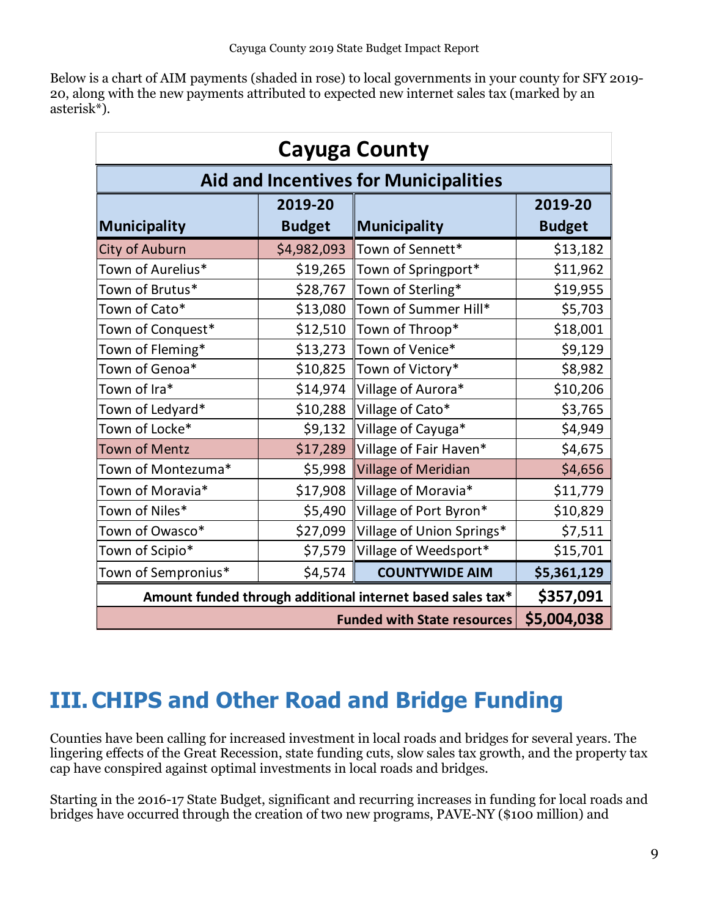Below is a chart of AIM payments (shaded in rose) to local governments in your county for SFY 2019-20, along with the new payments attributed to expected new internet sales tax (marked by an asterisk*).

| Cayuga County | | | |
|---|---|---|---|
| **Aid and Incentives for Municipalities** | | | |
| **Municipality** | **2019-20 Budget** | **Municipality** | **2019-20 Budget** |
| City of Auburn | $4,982,093 | Town of Sennett* | $13,182 |
| Town of Aurelius* | $19,265 | Town of Springport* | $11,962 |
| Town of Brutus* | $28,767 | Town of Sterling* | $19,955 |
| Town of Cato* | $13,080 | Town of Summer Hill* | $5,703 |
| Town of Conquest* | $12,510 | Town of Throop* | $18,001 |
| Town of Fleming* | $13,273 | Town of Venice* | $9,129 |
| Town of Genoa* | $10,825 | Town of Victory* | $8,982 |
| Town of Ira* | $14,974 | Village of Aurora* | $10,206 |
| Town of Ledyard* | $10,288 | Village of Cato* | $3,765 |
| Town of Locke* | $9,132 | Village of Cayuga* | $4,949 |
| Town of Mentz | $17,289 | Village of Fair Haven* | $4,675 |
| Town of Montezuma* | $5,998 | Village of Meridian | $4,656 |
| Town of Moravia* | $17,908 | Village of Moravia* | $11,779 |
| Town of Niles* | $5,490 | Village of Port Byron* | $10,829 |
| Town of Owasco* | $27,099 | Village of Union Springs* | $7,511 |
| Town of Scipio* | $7,579 | Village of Weedsport* | $15,701 |
| Town of Sempronius* | $4,574 | **COUNTYWIDE AIM** | **$5,361,129** |
| **Amount funded through additional internet based sales tax*** | | | **$357,091** |
| **Funded with State resources** | | | **$5,004,038** |

# III. CHIPS and Other Road and Bridge Funding

Counties have been calling for increased investment in local roads and bridges for several years. The lingering effects of the Great Recession, state funding cuts, slow sales tax growth, and the property tax cap have conspired against optimal investments in local roads and bridges.

Starting in the 2016-17 State Budget, significant and recurring increases in funding for local roads and bridges have occurred through the creation of two new programs, PAVE-NY ($100 million) and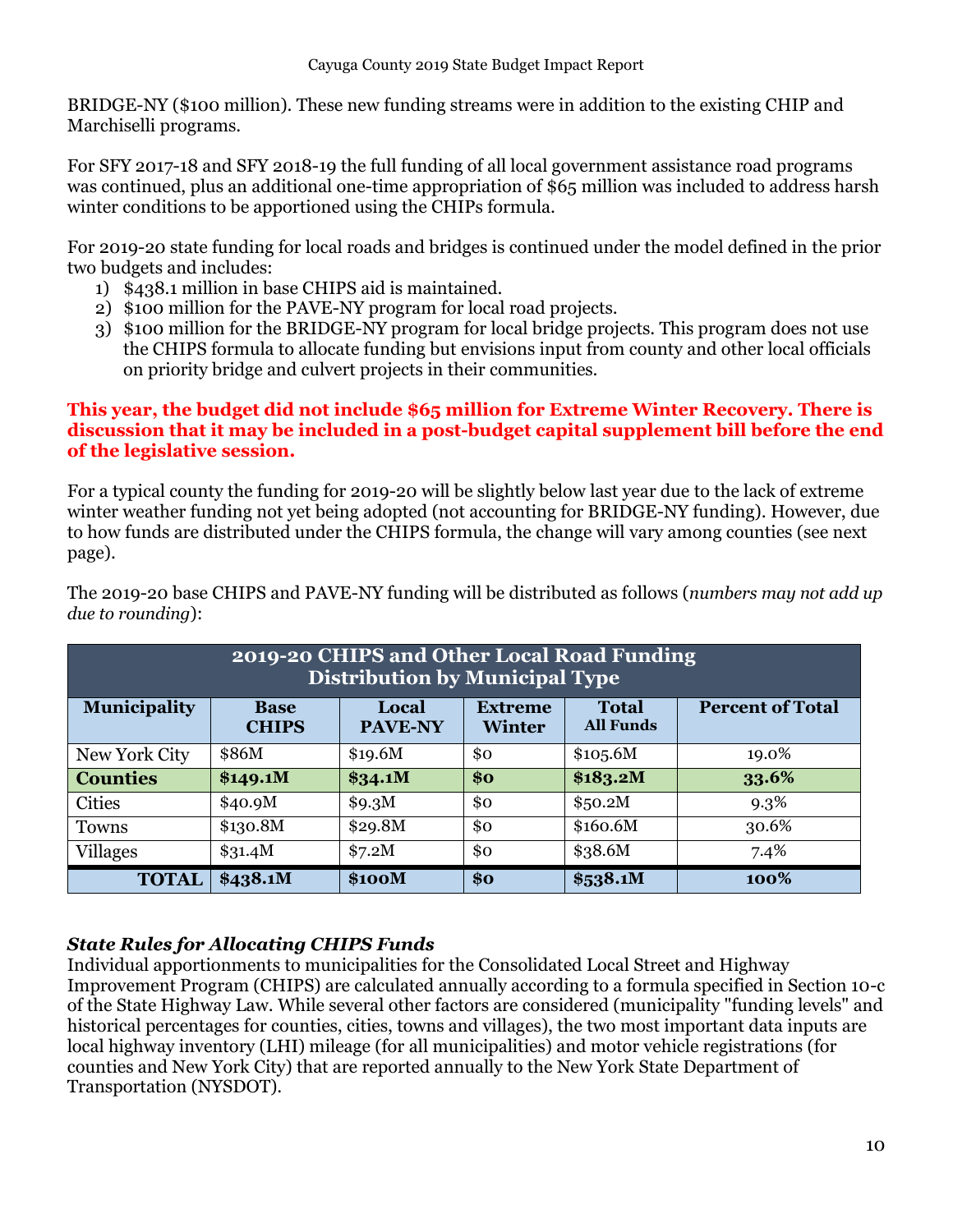BRIDGE-NY ($100 million). These new funding streams were in addition to the existing CHIP and Marchiselli programs.

For SFY 2017-18 and SFY 2018-19 the full funding of all local government assistance road programs was continued, plus an additional one-time appropriation of $65 million was included to address harsh winter conditions to be apportioned using the CHIPs formula.

For 2019-20 state funding for local roads and bridges is continued under the model defined in the prior two budgets and includes:

1) $438.1 million in base CHIPS aid is maintained.
2) $100 million for the PAVE-NY program for local road projects.
3) $100 million for the BRIDGE-NY program for local bridge projects. This program does not use the CHIPS formula to allocate funding but envisions input from county and other local officials on priority bridge and culvert projects in their communities.

**This year, the budget did not include $65 million for Extreme Winter Recovery. There is discussion that it may be included in a post-budget capital supplement bill before the end of the legislative session.**

For a typical county the funding for 2019-20 will be slightly below last year due to the lack of extreme winter weather funding not yet being adopted (not accounting for BRIDGE-NY funding). However, due to how funds are distributed under the CHIPS formula, the change will vary among counties (see next page).

The 2019-20 base CHIPS and PAVE-NY funding will be distributed as follows (*numbers may not add up due to rounding*):

| 2019-20 CHIPS and Other Local Road Funding Distribution by Municipal Type | | | | | |
|---|---|---|---|---|---|
| **Municipality** | **Base CHIPS** | **Local PAVE-NY** | **Extreme Winter** | **Total All Funds** | **Percent of Total** |
| New York City | $86M | $19.6M | $0 | $105.6M | 19.0% |
| **Counties** | **$149.1M** | **$34.1M** | **$0** | **$183.2M** | **33.6%** |
| Cities | $40.9M | $9.3M | $0 | $50.2M | 9.3% |
| Towns | $130.8M | $29.8M | $0 | $160.6M | 30.6% |
| Villages | $31.4M | $7.2M | $0 | $38.6M | 7.4% |
| **TOTAL** | **$438.1M** | **$100M** | **$0** | **$538.1M** | **100%** |

### *State Rules for Allocating CHIPS Funds*

Individual apportionments to municipalities for the Consolidated Local Street and Highway Improvement Program (CHIPS) are calculated annually according to a formula specified in Section 10-c of the State Highway Law. While several other factors are considered (municipality "funding levels" and historical percentages for counties, cities, towns and villages), the two most important data inputs are local highway inventory (LHI) mileage (for all municipalities) and motor vehicle registrations (for counties and New York City) that are reported annually to the New York State Department of Transportation (NYSDOT).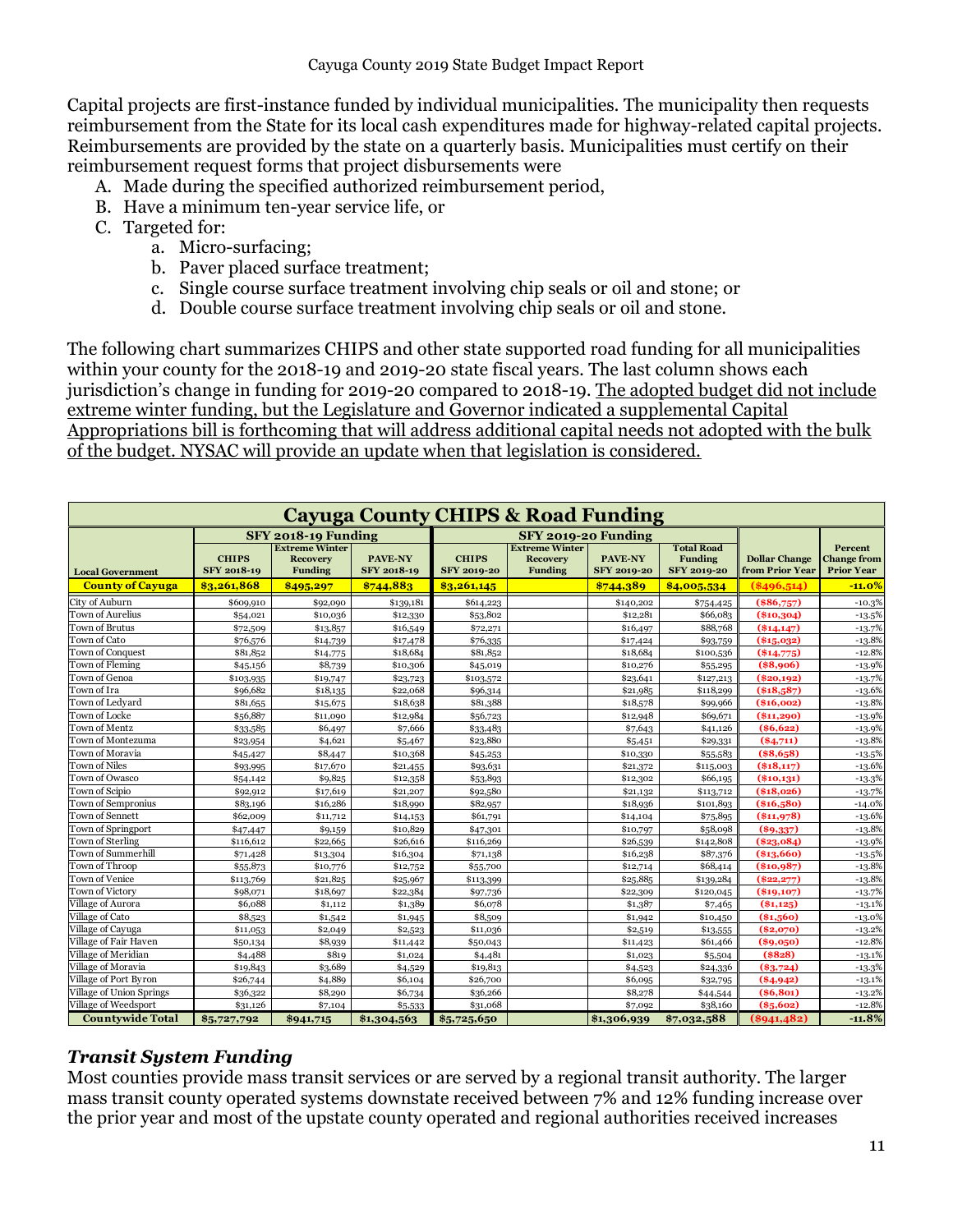Capital projects are first-instance funded by individual municipalities. The municipality then requests reimbursement from the State for its local cash expenditures made for highway-related capital projects. Reimbursements are provided by the state on a quarterly basis. Municipalities must certify on their reimbursement request forms that project disbursements were

A. Made during the specified authorized reimbursement period,
B. Have a minimum ten-year service life, or
C. Targeted for:
   a. Micro-surfacing;
   b. Paver placed surface treatment;
   c. Single course surface treatment involving chip seals or oil and stone; or
   d. Double course surface treatment involving chip seals or oil and stone.

The following chart summarizes CHIPS and other state supported road funding for all municipalities within your county for the 2018-19 and 2019-20 state fiscal years. The last column shows each jurisdiction's change in funding for 2019-20 compared to 2018-19. The adopted budget did not include extreme winter funding, but the Legislature and Governor indicated a supplemental Capital Appropriations bill is forthcoming that will address additional capital needs not adopted with the bulk of the budget. NYSAC will provide an update when that legislation is considered.

**Cayuga County CHIPS & Road Funding**

| | SFY 2018-19 Funding | | | SFY 2019-20 Funding | | | | | |
|---|---|---|---|---|---|---|---|---|---|
| Local Government | CHIPS SFY 2018-19 | Extreme Winter Recovery Funding | PAVE-NY SFY 2018-19 | CHIPS SFY 2019-20 | Extreme Winter Recovery Funding | PAVE-NY SFY 2019-20 | Total Road Funding SFY 2019-20 | Dollar Change from Prior Year | Percent Change from Prior Year |
| **County of Cayuga** | **$3,261,868** | **$495,297** | **$744,883** | **$3,261,145** | | **$744,389** | **$4,005,534** | **($496,514)** | **-11.0%** |
| City of Auburn | $609,910 | $92,090 | $139,181 | $614,223 | | $140,202 | $754,425 | ($86,757) | -10.3% |
| Town of Aurelius | $54,021 | $10,036 | $12,330 | $53,802 | | $12,281 | $66,083 | ($10,304) | -13.5% |
| Town of Brutus | $72,509 | $13,857 | $16,549 | $72,271 | | $16,497 | $88,768 | ($14,147) | -13.7% |
| Town of Cato | $76,576 | $14,739 | $17,478 | $76,335 | | $17,424 | $93,759 | ($15,032) | -13.8% |
| Town of Conquest | $81,852 | $14,775 | $18,684 | $81,852 | | $18,684 | $100,536 | ($14,775) | -12.8% |
| Town of Fleming | $45,156 | $8,739 | $10,306 | $45,019 | | $10,276 | $55,295 | ($8,906) | -13.9% |
| Town of Genoa | $103,935 | $19,747 | $23,723 | $103,572 | | $23,641 | $127,213 | ($20,192) | -13.7% |
| Town of Ira | $96,682 | $18,135 | $22,068 | $96,314 | | $21,985 | $118,299 | ($18,587) | -13.6% |
| Town of Ledyard | $81,655 | $15,675 | $18,638 | $81,388 | | $18,578 | $99,966 | ($16,002) | -13.8% |
| Town of Locke | $56,887 | $11,090 | $12,984 | $56,723 | | $12,948 | $69,671 | ($11,290) | -13.9% |
| Town of Mentz | $33,585 | $6,497 | $7,666 | $33,483 | | $7,643 | $41,126 | ($6,622) | -13.9% |
| Town of Montezuma | $23,954 | $4,621 | $5,467 | $23,880 | | $5,451 | $29,331 | ($4,711) | -13.8% |
| Town of Moravia | $45,427 | $8,447 | $10,368 | $45,253 | | $10,330 | $55,583 | ($8,658) | -13.5% |
| Town of Niles | $93,995 | $17,670 | $21,455 | $93,631 | | $21,372 | $115,003 | ($18,117) | -13.6% |
| Town of Owasco | $54,142 | $9,825 | $12,358 | $53,893 | | $12,302 | $66,195 | ($10,131) | -13.3% |
| Town of Scipio | $92,912 | $17,619 | $21,207 | $92,580 | | $21,132 | $113,712 | ($18,026) | -13.7% |
| Town of Sempronius | $83,196 | $16,286 | $18,990 | $82,957 | | $18,936 | $101,893 | ($16,580) | -14.0% |
| Town of Sennett | $62,009 | $11,712 | $14,153 | $61,791 | | $14,104 | $75,895 | ($11,978) | -13.6% |
| Town of Springport | $47,447 | $9,159 | $10,829 | $47,301 | | $10,797 | $58,098 | ($9,337) | -13.8% |
| Town of Sterling | $116,612 | $22,665 | $26,616 | $116,269 | | $26,539 | $142,808 | ($23,084) | -13.9% |
| Town of Summerhill | $71,428 | $13,304 | $16,304 | $71,138 | | $16,238 | $87,376 | ($13,660) | -13.5% |
| Town of Throop | $55,873 | $10,776 | $12,752 | $55,700 | | $12,714 | $68,414 | ($10,987) | -13.8% |
| Town of Venice | $113,769 | $21,825 | $25,967 | $113,399 | | $25,885 | $139,284 | ($22,277) | -13.8% |
| Town of Victory | $98,071 | $18,697 | $22,384 | $97,736 | | $22,309 | $120,045 | ($19,107) | -13.7% |
| Village of Aurora | $6,088 | $1,112 | $1,389 | $6,078 | | $1,387 | $7,465 | ($1,125) | -13.1% |
| Village of Cato | $8,523 | $1,542 | $1,945 | $8,509 | | $1,942 | $10,450 | ($1,560) | -13.0% |
| Village of Cayuga | $11,053 | $2,049 | $2,523 | $11,036 | | $2,519 | $13,555 | ($2,070) | -13.2% |
| Village of Fair Haven | $50,134 | $8,939 | $11,442 | $50,043 | | $11,423 | $61,466 | ($9,050) | -12.8% |
| Village of Meridian | $4,488 | $819 | $1,024 | $4,481 | | $1,023 | $5,504 | ($828) | -13.1% |
| Village of Moravia | $19,843 | $3,689 | $4,529 | $19,813 | | $4,523 | $24,336 | ($3,724) | -13.3% |
| Village of Port Byron | $26,744 | $4,889 | $6,104 | $26,700 | | $6,095 | $32,795 | ($4,942) | -13.1% |
| Village of Union Springs | $36,322 | $8,290 | $6,734 | $36,266 | | $8,278 | $44,544 | ($6,801) | -13.2% |
| Village of Weedsport | $31,126 | $7,104 | $5,533 | $31,068 | | $7,092 | $38,160 | ($5,602) | -12.8% |
| **Countywide Total** | **$5,727,792** | **$941,715** | **$1,304,563** | **$5,725,650** | | **$1,306,939** | **$7,032,588** | **($941,482)** | **-11.8%** |

### *Transit System Funding*

Most counties provide mass transit services or are served by a regional transit authority. The larger mass transit county operated systems downstate received between 7% and 12% funding increase over the prior year and most of the upstate county operated and regional authorities received increases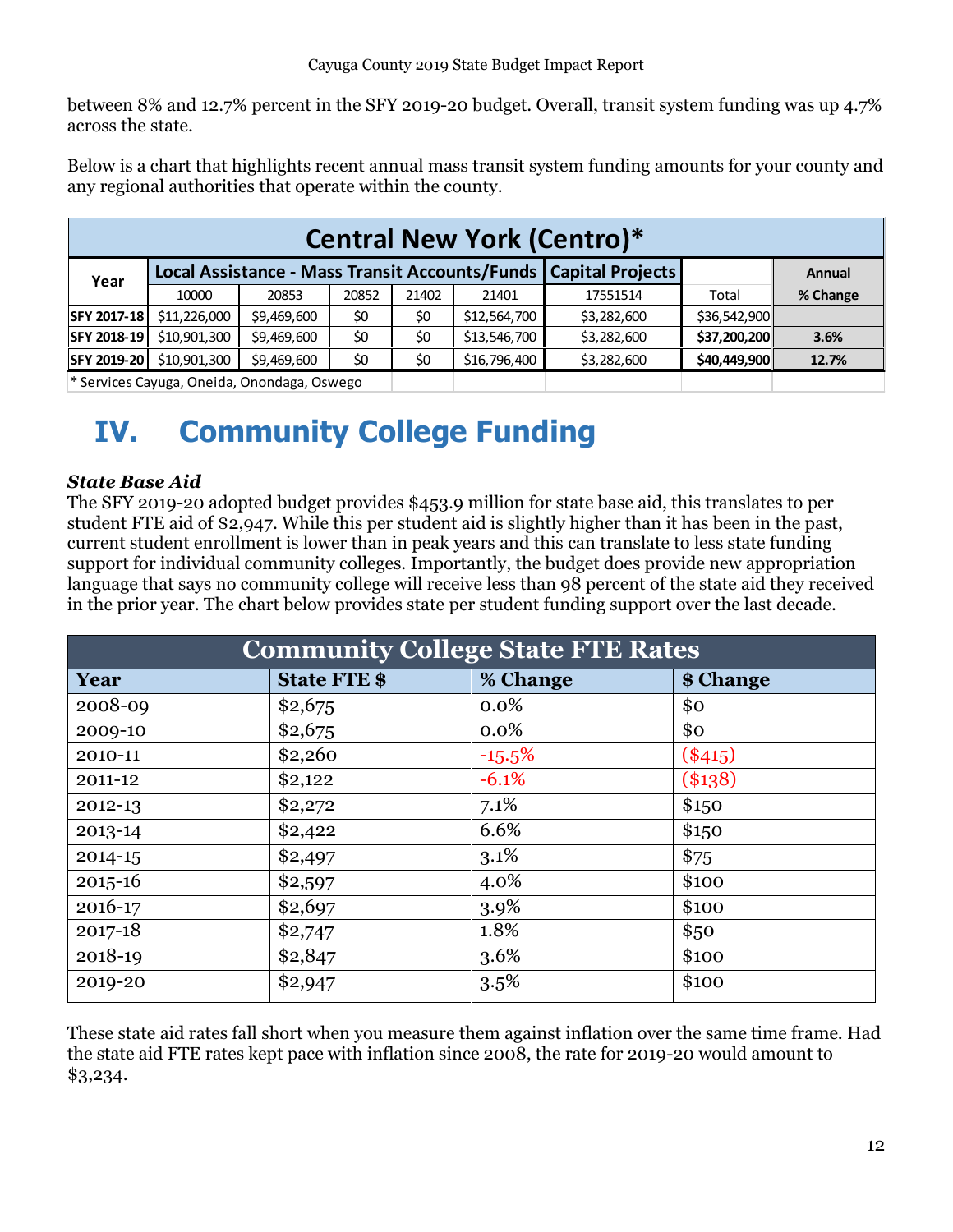between 8% and 12.7% percent in the SFY 2019-20 budget. Overall, transit system funding was up 4.7% across the state.

Below is a chart that highlights recent annual mass transit system funding amounts for your county and any regional authorities that operate within the county.

| Central New York (Centro)* | | | | | | | | |
|---|---|---|---|---|---|---|---|---|
| Year | Local Assistance - Mass Transit Accounts/Funds | | | | | Capital Projects | | Annual |
| | 10000 | 20853 | 20852 | 21402 | 21401 | 17551514 | Total | % Change |
| SFY 2017-18 | $11,226,000 | $9,469,600 | $0 | $0 | $12,564,700 | $3,282,600 | $36,542,900 | |
| SFY 2018-19 | $10,901,300 | $9,469,600 | $0 | $0 | $13,546,700 | $3,282,600 | **$37,200,200** | **3.6%** |
| SFY 2019-20 | $10,901,300 | $9,469,600 | $0 | $0 | $16,796,400 | $3,282,600 | **$40,449,900** | **12.7%** |

\* Services Cayuga, Oneida, Onondaga, Oswego

# IV. Community College Funding

***State Base Aid***

The SFY 2019-20 adopted budget provides $453.9 million for state base aid, this translates to per student FTE aid of $2,947. While this per student aid is slightly higher than it has been in the past, current student enrollment is lower than in peak years and this can translate to less state funding support for individual community colleges. Importantly, the budget does provide new appropriation language that says no community college will receive less than 98 percent of the state aid they received in the prior year. The chart below provides state per student funding support over the last decade.

| Community College State FTE Rates | | | |
|---|---|---|---|
| **Year** | **State FTE $** | **% Change** | **$ Change** |
| 2008-09 | $2,675 | 0.0% | $0 |
| 2009-10 | $2,675 | 0.0% | $0 |
| 2010-11 | $2,260 | -15.5% | ($415) |
| 2011-12 | $2,122 | -6.1% | ($138) |
| 2012-13 | $2,272 | 7.1% | $150 |
| 2013-14 | $2,422 | 6.6% | $150 |
| 2014-15 | $2,497 | 3.1% | $75 |
| 2015-16 | $2,597 | 4.0% | $100 |
| 2016-17 | $2,697 | 3.9% | $100 |
| 2017-18 | $2,747 | 1.8% | $50 |
| 2018-19 | $2,847 | 3.6% | $100 |
| 2019-20 | $2,947 | 3.5% | $100 |

These state aid rates fall short when you measure them against inflation over the same time frame. Had the state aid FTE rates kept pace with inflation since 2008, the rate for 2019-20 would amount to $3,234.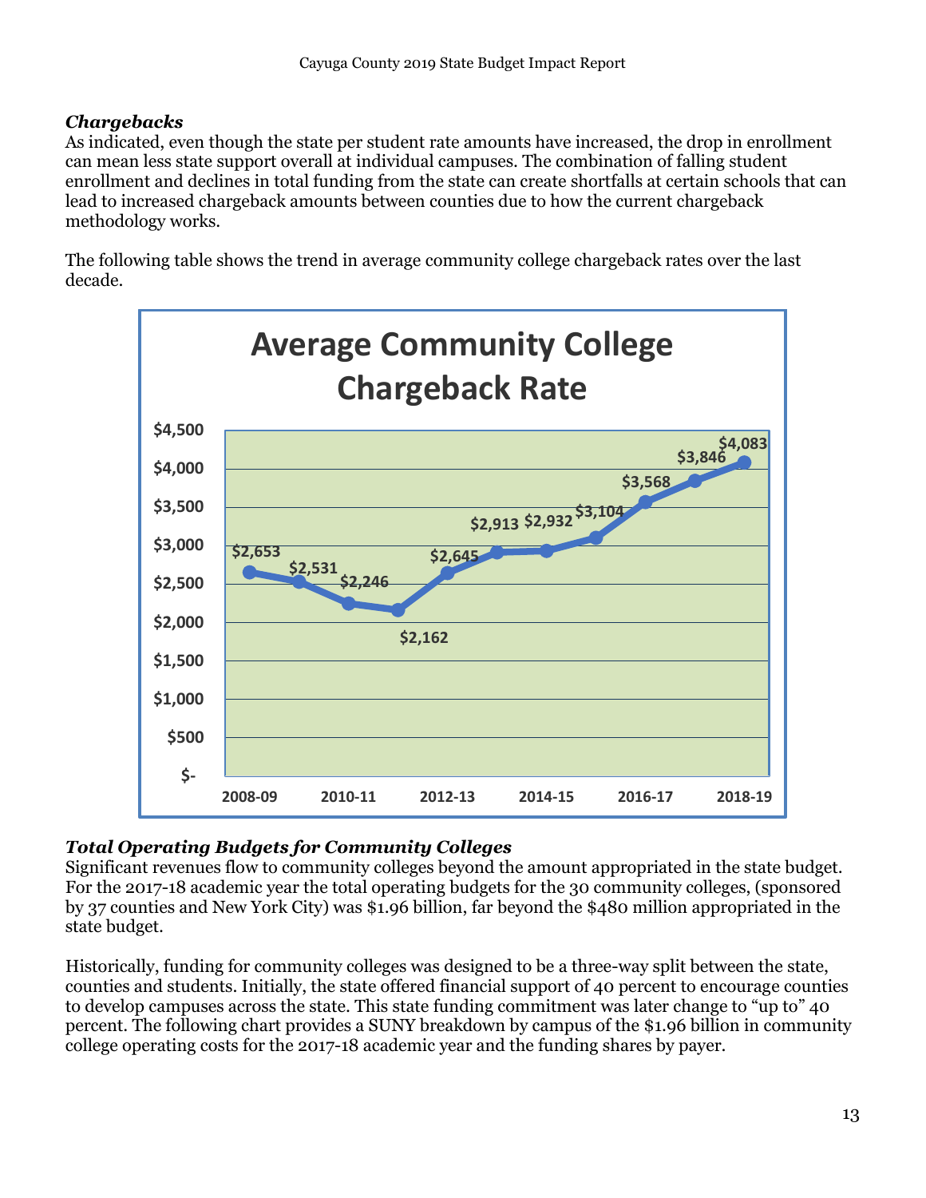### *Chargebacks*

As indicated, even though the state per student rate amounts have increased, the drop in enrollment can mean less state support overall at individual campuses. The combination of falling student enrollment and declines in total funding from the state can create shortfalls at certain schools that can lead to increased chargeback amounts between counties due to how the current chargeback methodology works.

The following table shows the trend in average community college chargeback rates over the last decade.

**Average Community College Chargeback Rate**

| Year | Rate |
|---|---|
| 2008-09 | $2,653 |
| 2009-10 | $2,531 |
| 2010-11 | $2,246 |
| 2011-12 | $2,162 |
| 2012-13 | $2,645 |
| 2013-14 | $2,913 |
| 2014-15 | $2,932 |
| 2015-16 | $3,104 |
| 2016-17 | $3,568 |
| 2017-18 | $3,846 |
| 2018-19 | $4,083 |

### *Total Operating Budgets for Community Colleges*

Significant revenues flow to community colleges beyond the amount appropriated in the state budget. For the 2017-18 academic year the total operating budgets for the 30 community colleges, (sponsored by 37 counties and New York City) was $1.96 billion, far beyond the $480 million appropriated in the state budget.

Historically, funding for community colleges was designed to be a three-way split between the state, counties and students. Initially, the state offered financial support of 40 percent to encourage counties to develop campuses across the state. This state funding commitment was later change to "up to" 40 percent. The following chart provides a SUNY breakdown by campus of the $1.96 billion in community college operating costs for the 2017-18 academic year and the funding shares by payer.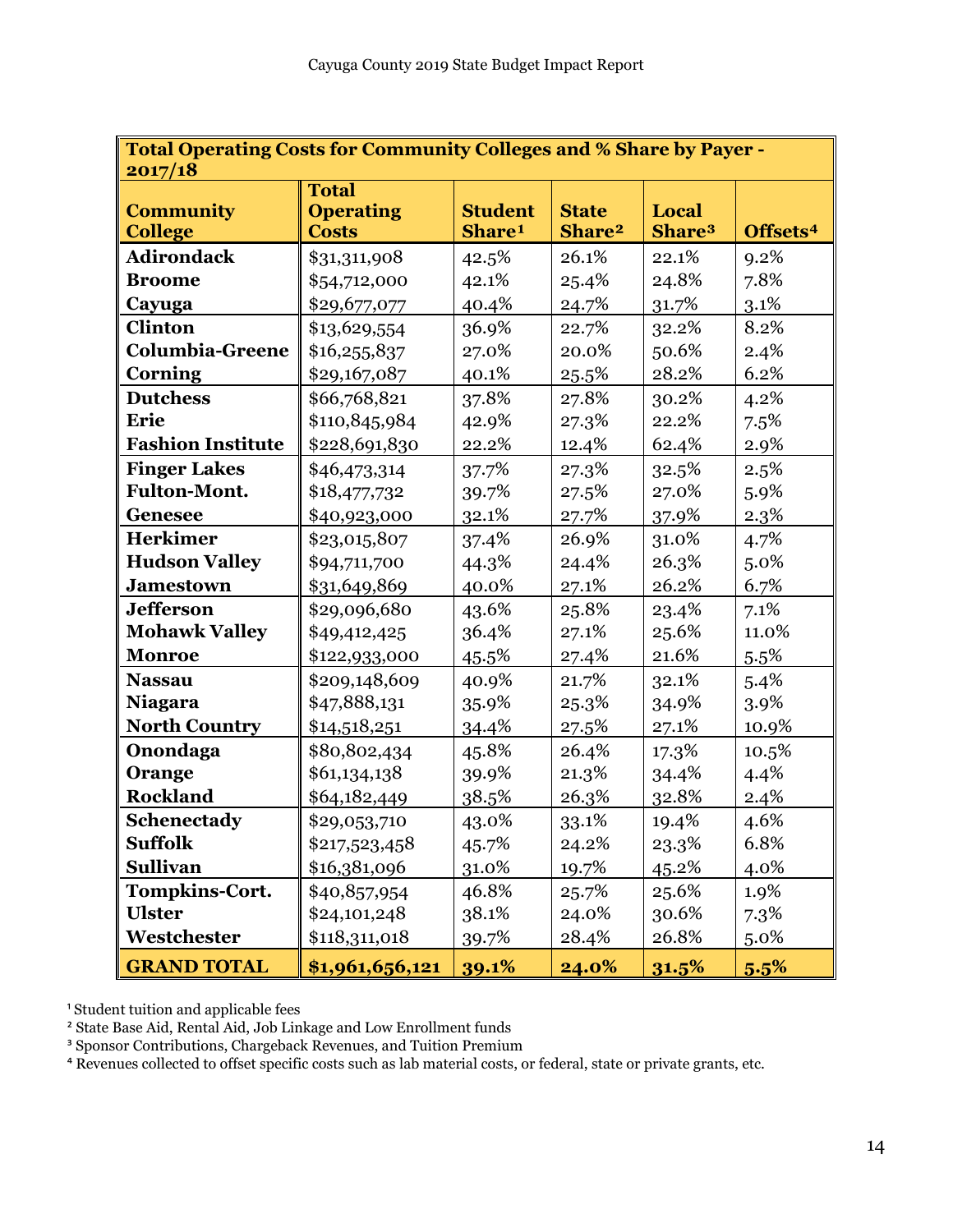| Total Operating Costs for Community Colleges and % Share by Payer - 2017/18 | | | | | |
|---|---|---|---|---|---|
| **Community College** | **Total Operating Costs** | **Student Share[1]** | **State Share[2]** | **Local Share[3]** | **Offsets[4]** |
| **Adirondack** | $31,311,908 | 42.5% | 26.1% | 22.1% | 9.2% |
| **Broome** | $54,712,000 | 42.1% | 25.4% | 24.8% | 7.8% |
| **Cayuga** | $29,677,077 | 40.4% | 24.7% | 31.7% | 3.1% |
| **Clinton** | $13,629,554 | 36.9% | 22.7% | 32.2% | 8.2% |
| **Columbia-Greene** | $16,255,837 | 27.0% | 20.0% | 50.6% | 2.4% |
| **Corning** | $29,167,087 | 40.1% | 25.5% | 28.2% | 6.2% |
| **Dutchess** | $66,768,821 | 37.8% | 27.8% | 30.2% | 4.2% |
| **Erie** | $110,845,984 | 42.9% | 27.3% | 22.2% | 7.5% |
| **Fashion Institute** | $228,691,830 | 22.2% | 12.4% | 62.4% | 2.9% |
| **Finger Lakes** | $46,473,314 | 37.7% | 27.3% | 32.5% | 2.5% |
| **Fulton-Mont.** | $18,477,732 | 39.7% | 27.5% | 27.0% | 5.9% |
| **Genesee** | $40,923,000 | 32.1% | 27.7% | 37.9% | 2.3% |
| **Herkimer** | $23,015,807 | 37.4% | 26.9% | 31.0% | 4.7% |
| **Hudson Valley** | $94,711,700 | 44.3% | 24.4% | 26.3% | 5.0% |
| **Jamestown** | $31,649,869 | 40.0% | 27.1% | 26.2% | 6.7% |
| **Jefferson** | $29,096,680 | 43.6% | 25.8% | 23.4% | 7.1% |
| **Mohawk Valley** | $49,412,425 | 36.4% | 27.1% | 25.6% | 11.0% |
| **Monroe** | $122,933,000 | 45.5% | 27.4% | 21.6% | 5.5% |
| **Nassau** | $209,148,609 | 40.9% | 21.7% | 32.1% | 5.4% |
| **Niagara** | $47,888,131 | 35.9% | 25.3% | 34.9% | 3.9% |
| **North Country** | $14,518,251 | 34.4% | 27.5% | 27.1% | 10.9% |
| **Onondaga** | $80,802,434 | 45.8% | 26.4% | 17.3% | 10.5% |
| **Orange** | $61,134,138 | 39.9% | 21.3% | 34.4% | 4.4% |
| **Rockland** | $64,182,449 | 38.5% | 26.3% | 32.8% | 2.4% |
| **Schenectady** | $29,053,710 | 43.0% | 33.1% | 19.4% | 4.6% |
| **Suffolk** | $217,523,458 | 45.7% | 24.2% | 23.3% | 6.8% |
| **Sullivan** | $16,381,096 | 31.0% | 19.7% | 45.2% | 4.0% |
| **Tompkins-Cort.** | $40,857,954 | 46.8% | 25.7% | 25.6% | 1.9% |
| **Ulster** | $24,101,248 | 38.1% | 24.0% | 30.6% | 7.3% |
| **Westchester** | $118,311,018 | 39.7% | 28.4% | 26.8% | 5.0% |
| **GRAND TOTAL** | **$1,961,656,121** | **39.1%** | **24.0%** | **31.5%** | **5.5%** |

[1] Student tuition and applicable fees
[2] State Base Aid, Rental Aid, Job Linkage and Low Enrollment funds
[3] Sponsor Contributions, Chargeback Revenues, and Tuition Premium
[4] Revenues collected to offset specific costs such as lab material costs, or federal, state or private grants, etc.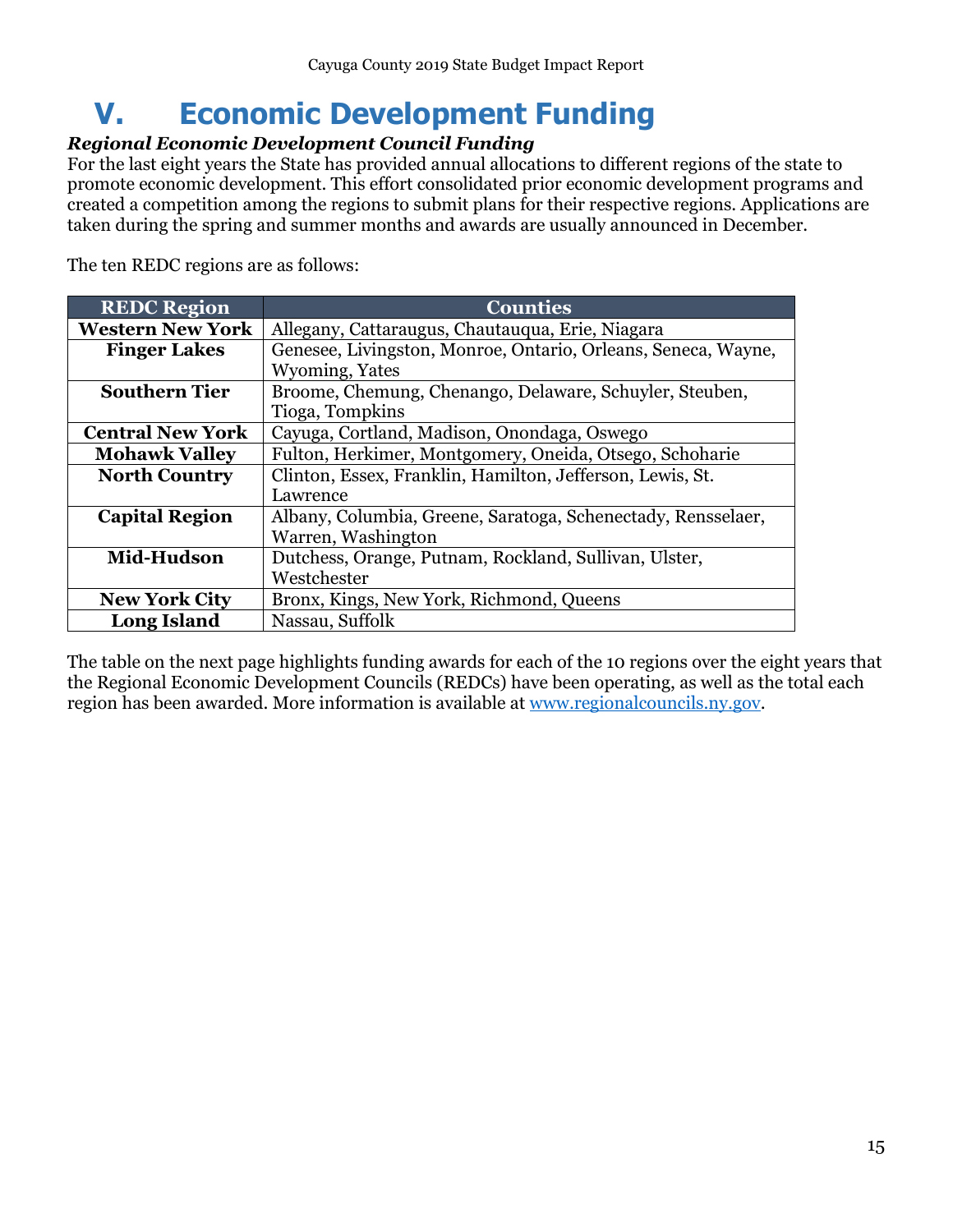# V. Economic Development Funding

***Regional Economic Development Council Funding***

For the last eight years the State has provided annual allocations to different regions of the state to promote economic development. This effort consolidated prior economic development programs and created a competition among the regions to submit plans for their respective regions. Applications are taken during the spring and summer months and awards are usually announced in December.

The ten REDC regions are as follows:

| REDC Region | Counties |
|---|---|
| **Western New York** | Allegany, Cattaraugus, Chautauqua, Erie, Niagara |
| **Finger Lakes** | Genesee, Livingston, Monroe, Ontario, Orleans, Seneca, Wayne, Wyoming, Yates |
| **Southern Tier** | Broome, Chemung, Chenango, Delaware, Schuyler, Steuben, Tioga, Tompkins |
| **Central New York** | Cayuga, Cortland, Madison, Onondaga, Oswego |
| **Mohawk Valley** | Fulton, Herkimer, Montgomery, Oneida, Otsego, Schoharie |
| **North Country** | Clinton, Essex, Franklin, Hamilton, Jefferson, Lewis, St. Lawrence |
| **Capital Region** | Albany, Columbia, Greene, Saratoga, Schenectady, Rensselaer, Warren, Washington |
| **Mid-Hudson** | Dutchess, Orange, Putnam, Rockland, Sullivan, Ulster, Westchester |
| **New York City** | Bronx, Kings, New York, Richmond, Queens |
| **Long Island** | Nassau, Suffolk |

The table on the next page highlights funding awards for each of the 10 regions over the eight years that the Regional Economic Development Councils (REDCs) have been operating, as well as the total each region has been awarded. More information is available at [www.regionalcouncils.ny.gov](http://www.regionalcouncils.ny.gov).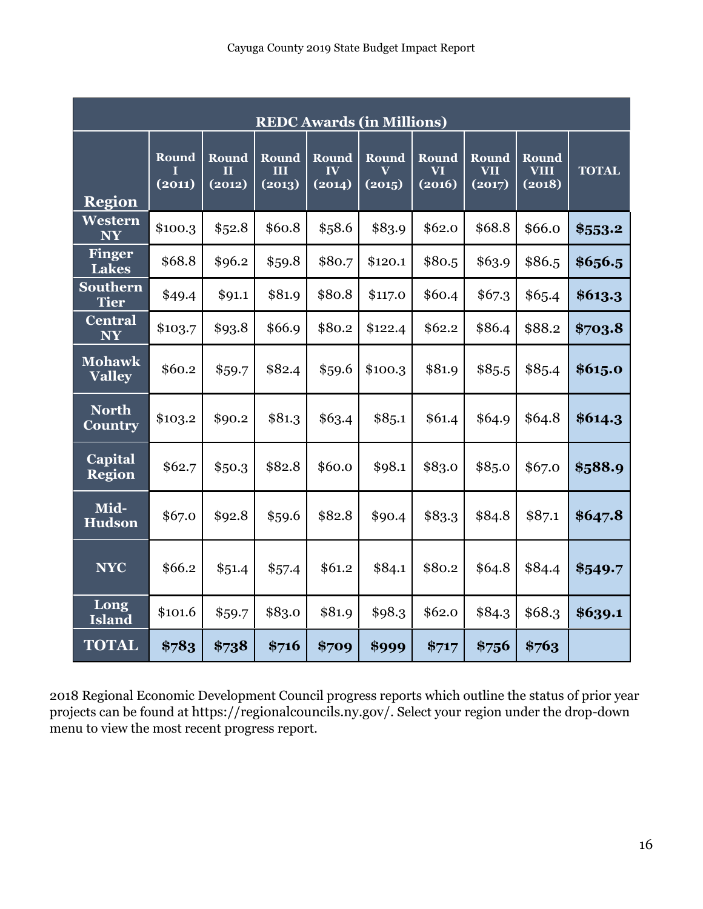| REDC Awards (in Millions) | | | | | | | | | |
|---|---|---|---|---|---|---|---|---|---|
| **Region** | **Round I (2011)** | **Round II (2012)** | **Round III (2013)** | **Round IV (2014)** | **Round V (2015)** | **Round VI (2016)** | **Round VII (2017)** | **Round VIII (2018)** | **TOTAL** |
| **Western NY** | $100.3 | $52.8 | $60.8 | $58.6 | $83.9 | $62.0 | $68.8 | $66.0 | **$553.2** |
| **Finger Lakes** | $68.8 | $96.2 | $59.8 | $80.7 | $120.1 | $80.5 | $63.9 | $86.5 | **$656.5** |
| **Southern Tier** | $49.4 | $91.1 | $81.9 | $80.8 | $117.0 | $60.4 | $67.3 | $65.4 | **$613.3** |
| **Central NY** | $103.7 | $93.8 | $66.9 | $80.2 | $122.4 | $62.2 | $86.4 | $88.2 | **$703.8** |
| **Mohawk Valley** | $60.2 | $59.7 | $82.4 | $59.6 | $100.3 | $81.9 | $85.5 | $85.4 | **$615.0** |
| **North Country** | $103.2 | $90.2 | $81.3 | $63.4 | $85.1 | $61.4 | $64.9 | $64.8 | **$614.3** |
| **Capital Region** | $62.7 | $50.3 | $82.8 | $60.0 | $98.1 | $83.0 | $85.0 | $67.0 | **$588.9** |
| **Mid-Hudson** | $67.0 | $92.8 | $59.6 | $82.8 | $90.4 | $83.3 | $84.8 | $87.1 | **$647.8** |
| **NYC** | $66.2 | $51.4 | $57.4 | $61.2 | $84.1 | $80.2 | $64.8 | $84.4 | **$549.7** |
| **Long Island** | $101.6 | $59.7 | $83.0 | $81.9 | $98.3 | $62.0 | $84.3 | $68.3 | **$639.1** |
| **TOTAL** | **$783** | **$738** | **$716** | **$709** | **$999** | **$717** | **$756** | **$763** | |

2018 Regional Economic Development Council progress reports which outline the status of prior year projects can be found at https://regionalcouncils.ny.gov/. Select your region under the drop-down menu to view the most recent progress report.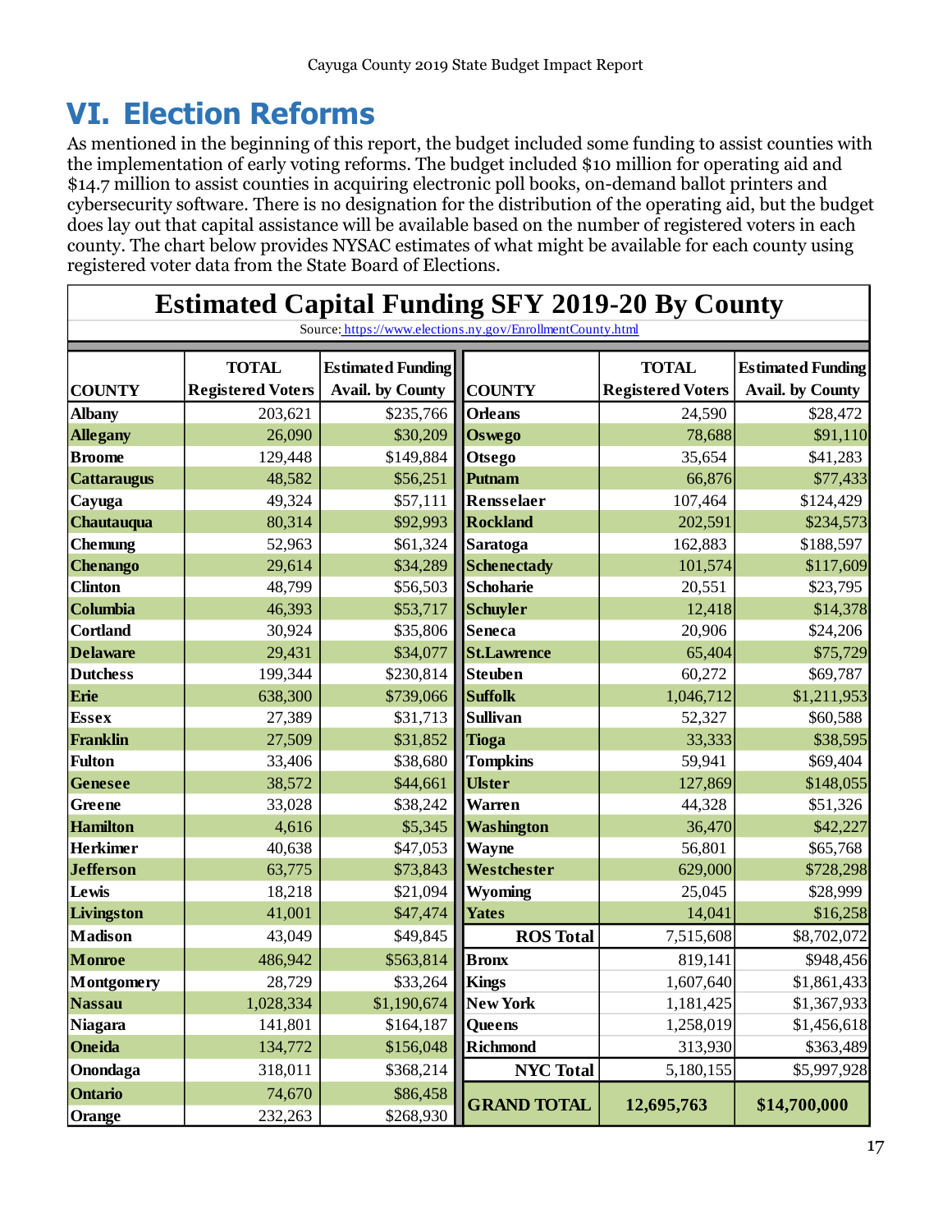# VI. Election Reforms

As mentioned in the beginning of this report, the budget included some funding to assist counties with the implementation of early voting reforms. The budget included $10 million for operating aid and $14.7 million to assist counties in acquiring electronic poll books, on-demand ballot printers and cybersecurity software. There is no designation for the distribution of the operating aid, but the budget does lay out that capital assistance will be available based on the number of registered voters in each county. The chart below provides NYSAC estimates of what might be available for each county using registered voter data from the State Board of Elections.

**Estimated Capital Funding SFY 2019-20 By County**

Source: https://www.elections.ny.gov/EnrollmentCounty.html

| COUNTY | TOTAL Registered Voters | Estimated Funding Avail. by County | COUNTY | TOTAL Registered Voters | Estimated Funding Avail. by County |
|---|---|---|---|---|---|
| Albany | 203,621 | $235,766 | Orleans | 24,590 | $28,472 |
| Allegany | 26,090 | $30,209 | Oswego | 78,688 | $91,110 |
| Broome | 129,448 | $149,884 | Otsego | 35,654 | $41,283 |
| Cattaraugus | 48,582 | $56,251 | Putnam | 66,876 | $77,433 |
| Cayuga | 49,324 | $57,111 | Rensselaer | 107,464 | $124,429 |
| Chautauqua | 80,314 | $92,993 | Rockland | 202,591 | $234,573 |
| Chemung | 52,963 | $61,324 | Saratoga | 162,883 | $188,597 |
| Chenango | 29,614 | $34,289 | Schenectady | 101,574 | $117,609 |
| Clinton | 48,799 | $56,503 | Schoharie | 20,551 | $23,795 |
| Columbia | 46,393 | $53,717 | Schuyler | 12,418 | $14,378 |
| Cortland | 30,924 | $35,806 | Seneca | 20,906 | $24,206 |
| Delaware | 29,431 | $34,077 | St.Lawrence | 65,404 | $75,729 |
| Dutchess | 199,344 | $230,814 | Steuben | 60,272 | $69,787 |
| Erie | 638,300 | $739,066 | Suffolk | 1,046,712 | $1,211,953 |
| Essex | 27,389 | $31,713 | Sullivan | 52,327 | $60,588 |
| Franklin | 27,509 | $31,852 | Tioga | 33,333 | $38,595 |
| Fulton | 33,406 | $38,680 | Tompkins | 59,941 | $69,404 |
| Genesee | 38,572 | $44,661 | Ulster | 127,869 | $148,055 |
| Greene | 33,028 | $38,242 | Warren | 44,328 | $51,326 |
| Hamilton | 4,616 | $5,345 | Washington | 36,470 | $42,227 |
| Herkimer | 40,638 | $47,053 | Wayne | 56,801 | $65,768 |
| Jefferson | 63,775 | $73,843 | Westchester | 629,000 | $728,298 |
| Lewis | 18,218 | $21,094 | Wyoming | 25,045 | $28,999 |
| Livingston | 41,001 | $47,474 | Yates | 14,041 | $16,258 |
| Madison | 43,049 | $49,845 | **ROS Total** | 7,515,608 | $8,702,072 |
| Monroe | 486,942 | $563,814 | Bronx | 819,141 | $948,456 |
| Montgomery | 28,729 | $33,264 | Kings | 1,607,640 | $1,861,433 |
| Nassau | 1,028,334 | $1,190,674 | New York | 1,181,425 | $1,367,933 |
| Niagara | 141,801 | $164,187 | Queens | 1,258,019 | $1,456,618 |
| Oneida | 134,772 | $156,048 | Richmond | 313,930 | $363,489 |
| Onondaga | 318,011 | $368,214 | **NYC Total** | 5,180,155 | $5,997,928 |
| Ontario | 74,670 | $86,458 | **GRAND TOTAL** | **12,695,763** | **$14,700,000** |
| Orange | 232,263 | $268,930 | | | |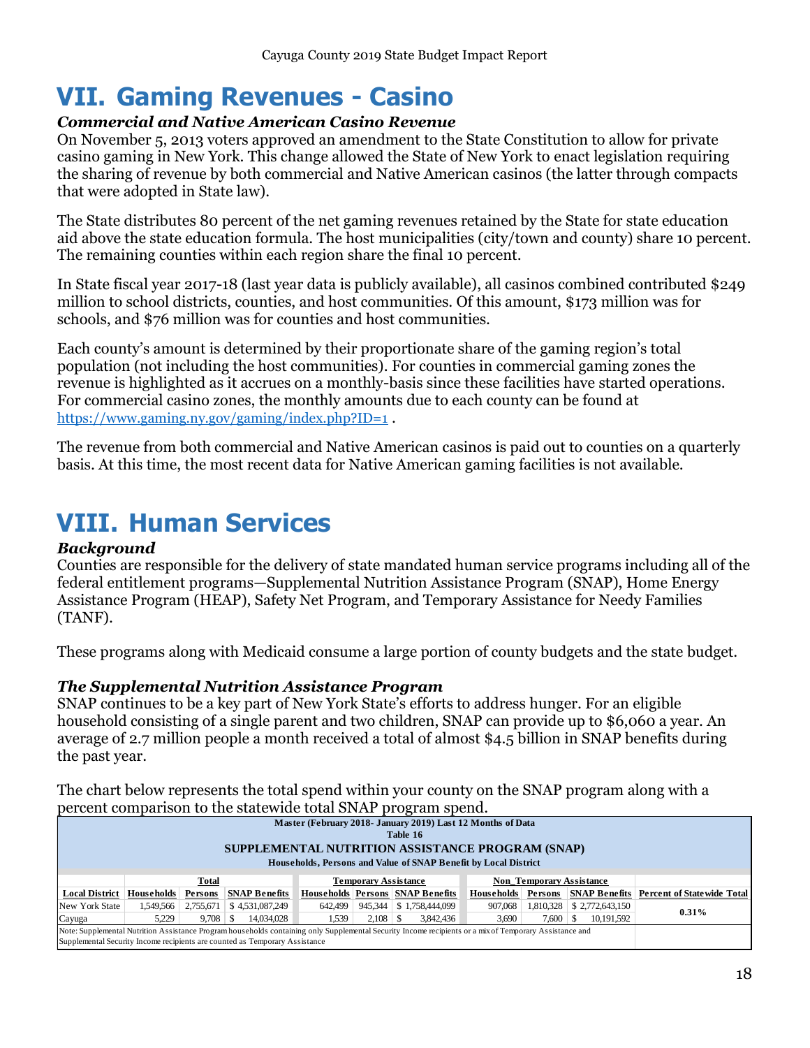# VII. Gaming Revenues - Casino

### *Commercial and Native American Casino Revenue*

On November 5, 2013 voters approved an amendment to the State Constitution to allow for private casino gaming in New York. This change allowed the State of New York to enact legislation requiring the sharing of revenue by both commercial and Native American casinos (the latter through compacts that were adopted in State law).

The State distributes 80 percent of the net gaming revenues retained by the State for state education aid above the state education formula. The host municipalities (city/town and county) share 10 percent. The remaining counties within each region share the final 10 percent.

In State fiscal year 2017-18 (last year data is publicly available), all casinos combined contributed $249 million to school districts, counties, and host communities. Of this amount, $173 million was for schools, and $76 million was for counties and host communities.

Each county's amount is determined by their proportionate share of the gaming region's total population (not including the host communities). For counties in commercial gaming zones the revenue is highlighted as it accrues on a monthly-basis since these facilities have started operations. For commercial casino zones, the monthly amounts due to each county can be found at https://www.gaming.ny.gov/gaming/index.php?ID=1 .

The revenue from both commercial and Native American casinos is paid out to counties on a quarterly basis. At this time, the most recent data for Native American gaming facilities is not available.

# VIII. Human Services

### *Background*

Counties are responsible for the delivery of state mandated human service programs including all of the federal entitlement programs—Supplemental Nutrition Assistance Program (SNAP), Home Energy Assistance Program (HEAP), Safety Net Program, and Temporary Assistance for Needy Families (TANF).

These programs along with Medicaid consume a large portion of county budgets and the state budget.

### *The Supplemental Nutrition Assistance Program*

SNAP continues to be a key part of New York State's efforts to address hunger. For an eligible household consisting of a single parent and two children, SNAP can provide up to $6,060 a year. An average of 2.7 million people a month received a total of almost $4.5 billion in SNAP benefits during the past year.

The chart below represents the total spend within your county on the SNAP program along with a percent comparison to the statewide total SNAP program spend.

**Master (February 2018- January 2019) Last 12 Months of Data**
**Table 16**
**SUPPLEMENTAL NUTRITION ASSISTANCE PROGRAM (SNAP)**
**Households, Persons and Value of SNAP Benefit by Local District**

| | Total | | | Temporary Assistance | | | Non_Temporary Assistance | | | |
|---|---|---|---|---|---|---|---|---|---|---|
| **Local District** | **Households** | **Persons** | **SNAP Benefits** | **Households** | **Persons** | **SNAP Benefits** | **Households** | **Persons** | **SNAP Benefits** | **Percent of Statewide Total** |
| New York State | 1,549,566 | 2,755,671 | $ 4,531,087,249 | 642,499 | 945,344 | $ 1,758,444,099 | 907,068 | 1,810,328 | $ 2,772,643,150 | 0.31% |
| Cayuga | 5,229 | 9,708 | $ 14,034,028 | 1,539 | 2,108 | $ 3,842,436 | 3,690 | 7,600 | $ 10,191,592 | |

Note: Supplemental Nutrition Assistance Program households containing only Supplemental Security Income recipients or a mix of Temporary Assistance and Supplemental Security Income recipients are counted as Temporary Assistance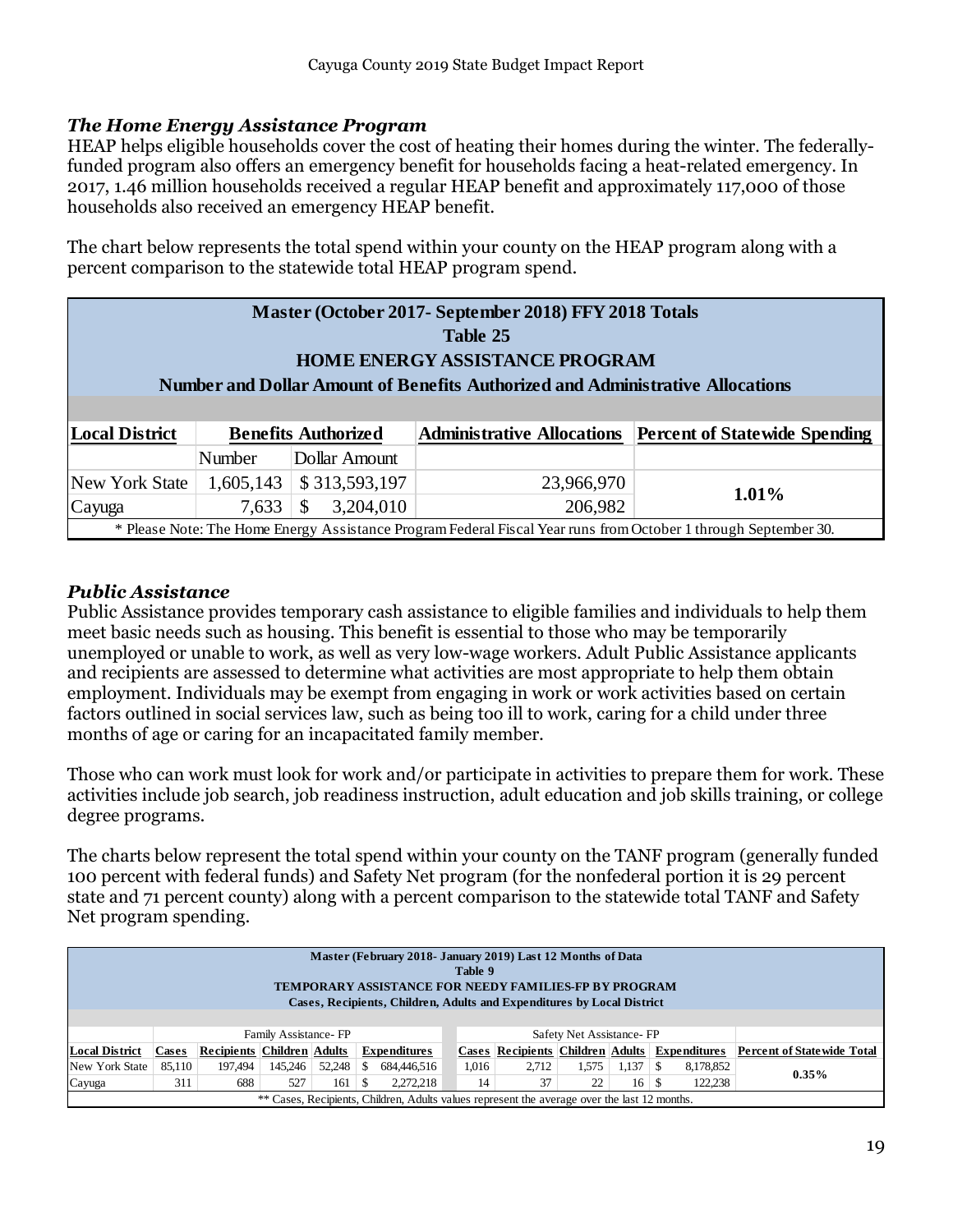### *The Home Energy Assistance Program*

HEAP helps eligible households cover the cost of heating their homes during the winter. The federally-funded program also offers an emergency benefit for households facing a heat-related emergency. In 2017, 1.46 million households received a regular HEAP benefit and approximately 117,000 of those households also received an emergency HEAP benefit.

The chart below represents the total spend within your county on the HEAP program along with a percent comparison to the statewide total HEAP program spend.

**Master (October 2017- September 2018) FFY 2018 Totals**
**Table 25**
**HOME ENERGY ASSISTANCE PROGRAM**
**Number and Dollar Amount of Benefits Authorized and Administrative Allocations**

| Local District | Benefits Authorized | | Administrative Allocations | Percent of Statewide Spending |
|---|---|---|---|---|
| | Number | Dollar Amount | | |
| New York State | 1,605,143 | $ 313,593,197 | 23,966,970 | 1.01% |
| Cayuga | 7,633 | $ 3,204,010 | 206,982 | |

\* Please Note: The Home Energy Assistance Program Federal Fiscal Year runs from October 1 through September 30.

### *Public Assistance*

Public Assistance provides temporary cash assistance to eligible families and individuals to help them meet basic needs such as housing. This benefit is essential to those who may be temporarily unemployed or unable to work, as well as very low-wage workers. Adult Public Assistance applicants and recipients are assessed to determine what activities are most appropriate to help them obtain employment. Individuals may be exempt from engaging in work or work activities based on certain factors outlined in social services law, such as being too ill to work, caring for a child under three months of age or caring for an incapacitated family member.

Those who can work must look for work and/or participate in activities to prepare them for work. These activities include job search, job readiness instruction, adult education and job skills training, or college degree programs.

The charts below represent the total spend within your county on the TANF program (generally funded 100 percent with federal funds) and Safety Net program (for the nonfederal portion it is 29 percent state and 71 percent county) along with a percent comparison to the statewide total TANF and Safety Net program spending.

**Master (February 2018- January 2019) Last 12 Months of Data**
**Table 9**
**TEMPORARY ASSISTANCE FOR NEEDY FAMILIES-FP BY PROGRAM**
**Cases, Recipients, Children, Adults and Expenditures by Local District**

| | Family Assistance- FP | | | | | Safety Net Assistance- FP | | | | | |
|---|---|---|---|---|---|---|---|---|---|---|---|
| Local District | Cases | Recipients | Children | Adults | Expenditures | Cases | Recipients | Children | Adults | Expenditures | Percent of Statewide Total |
| New York State | 85,110 | 197,494 | 145,246 | 52,248 | $ 684,446,516 | 1,016 | 2,712 | 1,575 | 1,137 | $ 8,178,852 | 0.35% |
| Cayuga | 311 | 688 | 527 | 161 | $ 2,272,218 | 14 | 37 | 22 | 16 | $ 122,238 | |

\*\* Cases, Recipients, Children, Adults values represent the average over the last 12 months.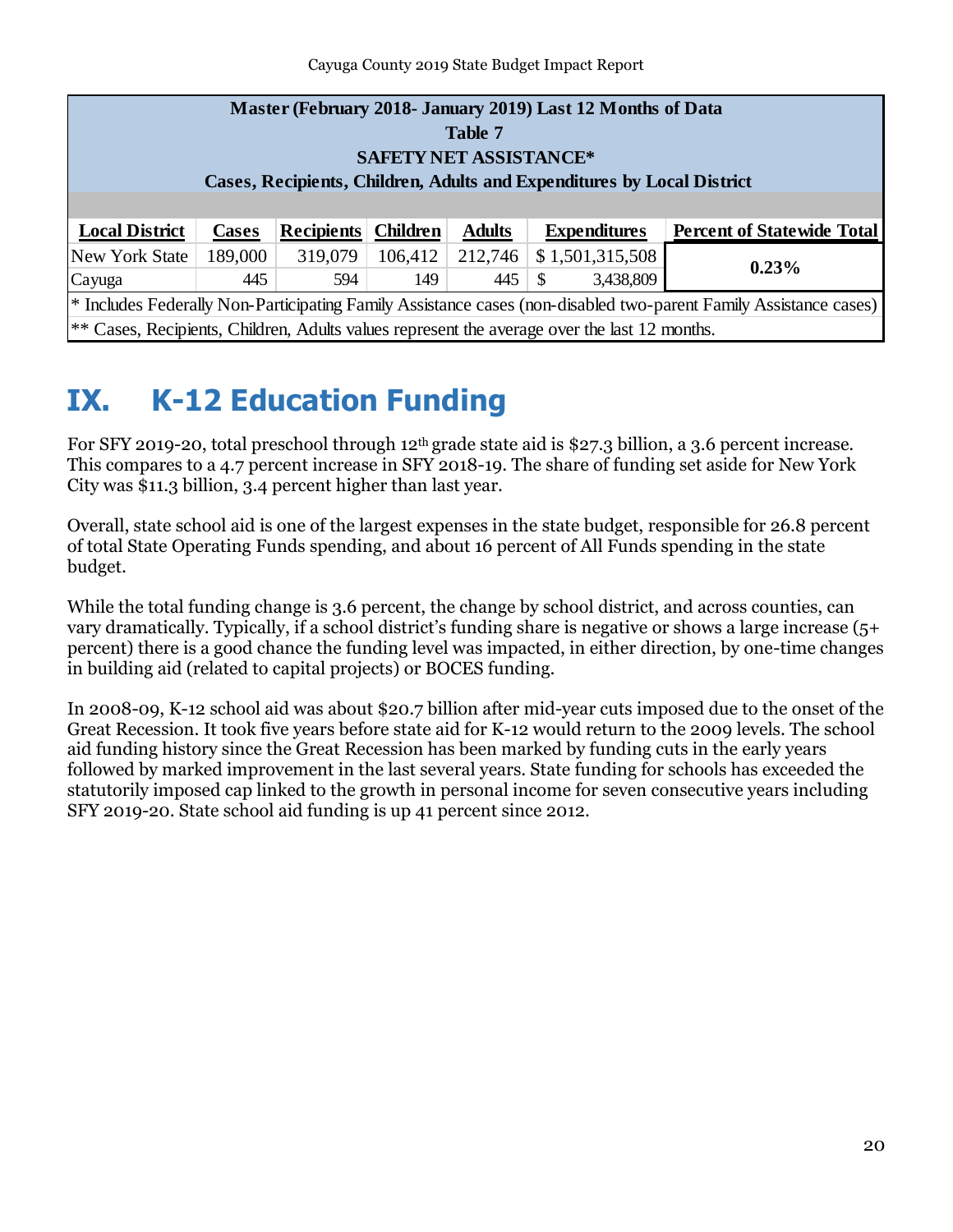| Master (February 2018- January 2019) Last 12 Months of Data<br>Table 7<br>SAFETY NET ASSISTANCE*<br>Cases, Recipients, Children, Adults and Expenditures by Local District | | | | | | |
|---|---|---|---|---|---|---|
| **Local District** | **Cases** | **Recipients** | **Children** | **Adults** | **Expenditures** | **Percent of Statewide Total** |
| New York State | 189,000 | 319,079 | 106,412 | 212,746 | $ 1,501,315,508 | **0.23%** |
| Cayuga | 445 | 594 | 149 | 445 | $ 3,438,809 | |

\* Includes Federally Non-Participating Family Assistance cases (non-disabled two-parent Family Assistance cases)

** Cases, Recipients, Children, Adults values represent the average over the last 12 months.

# IX. K-12 Education Funding

For SFY 2019-20, total preschool through 12th grade state aid is $27.3 billion, a 3.6 percent increase. This compares to a 4.7 percent increase in SFY 2018-19. The share of funding set aside for New York City was $11.3 billion, 3.4 percent higher than last year.

Overall, state school aid is one of the largest expenses in the state budget, responsible for 26.8 percent of total State Operating Funds spending, and about 16 percent of All Funds spending in the state budget.

While the total funding change is 3.6 percent, the change by school district, and across counties, can vary dramatically. Typically, if a school district's funding share is negative or shows a large increase (5+ percent) there is a good chance the funding level was impacted, in either direction, by one-time changes in building aid (related to capital projects) or BOCES funding.

In 2008-09, K-12 school aid was about $20.7 billion after mid-year cuts imposed due to the onset of the Great Recession. It took five years before state aid for K-12 would return to the 2009 levels. The school aid funding history since the Great Recession has been marked by funding cuts in the early years followed by marked improvement in the last several years. State funding for schools has exceeded the statutorily imposed cap linked to the growth in personal income for seven consecutive years including SFY 2019-20. State school aid funding is up 41 percent since 2012.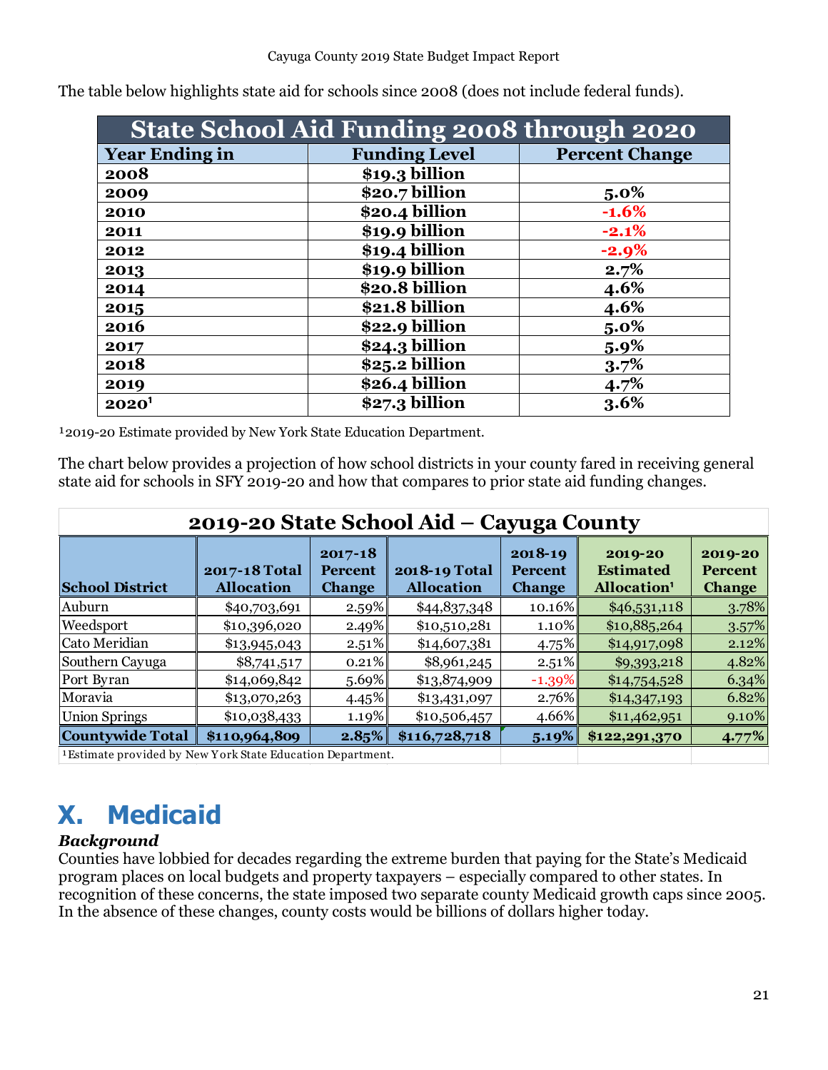The table below highlights state aid for schools since 2008 (does not include federal funds).

| State School Aid Funding 2008 through 2020 | | |
|---|---|---|
| **Year Ending in** | **Funding Level** | **Percent Change** |
| **2008** | **$19.3 billion** | |
| **2009** | **$20.7 billion** | **5.0%** |
| **2010** | **$20.4 billion** | **-1.6%** |
| **2011** | **$19.9 billion** | **-2.1%** |
| **2012** | **$19.4 billion** | **-2.9%** |
| **2013** | **$19.9 billion** | **2.7%** |
| **2014** | **$20.8 billion** | **4.6%** |
| **2015** | **$21.8 billion** | **4.6%** |
| **2016** | **$22.9 billion** | **5.0%** |
| **2017** | **$24.3 billion** | **5.9%** |
| **2018** | **$25.2 billion** | **3.7%** |
| **2019** | **$26.4 billion** | **4.7%** |
| **2020[1]** | **$27.3 billion** | **3.6%** |

[1]2019-20 Estimate provided by New York State Education Department.

The chart below provides a projection of how school districts in your county fared in receiving general state aid for schools in SFY 2019-20 and how that compares to prior state aid funding changes.

| 2019-20 State School Aid – Cayuga County | | | | | | |
|---|---|---|---|---|---|---|
| **School District** | **2017-18 Total Allocation** | **2017-18 Percent Change** | **2018-19 Total Allocation** | **2018-19 Percent Change** | **2019-20 Estimated Allocation[1]** | **2019-20 Percent Change** |
| Auburn | $40,703,691 | 2.59% | $44,837,348 | 10.16% | $46,531,118 | 3.78% |
| Weedsport | $10,396,020 | 2.49% | $10,510,281 | 1.10% | $10,885,264 | 3.57% |
| Cato Meridian | $13,945,043 | 2.51% | $14,607,381 | 4.75% | $14,917,098 | 2.12% |
| Southern Cayuga | $8,741,517 | 0.21% | $8,961,245 | 2.51% | $9,393,218 | 4.82% |
| Port Byran | $14,069,842 | 5.69% | $13,874,909 | -1.39% | $14,754,528 | 6.34% |
| Moravia | $13,070,263 | 4.45% | $13,431,097 | 2.76% | $14,347,193 | 6.82% |
| Union Springs | $10,038,433 | 1.19% | $10,506,457 | 4.66% | $11,462,951 | 9.10% |
| **Countywide Total** | **$110,964,809** | **2.85%** | **$116,728,718** | **5.19%** | **$122,291,370** | **4.77%** |

[1]Estimate provided by New York State Education Department.

# X. Medicaid

***Background***

Counties have lobbied for decades regarding the extreme burden that paying for the State's Medicaid program places on local budgets and property taxpayers – especially compared to other states. In recognition of these concerns, the state imposed two separate county Medicaid growth caps since 2005. In the absence of these changes, county costs would be billions of dollars higher today.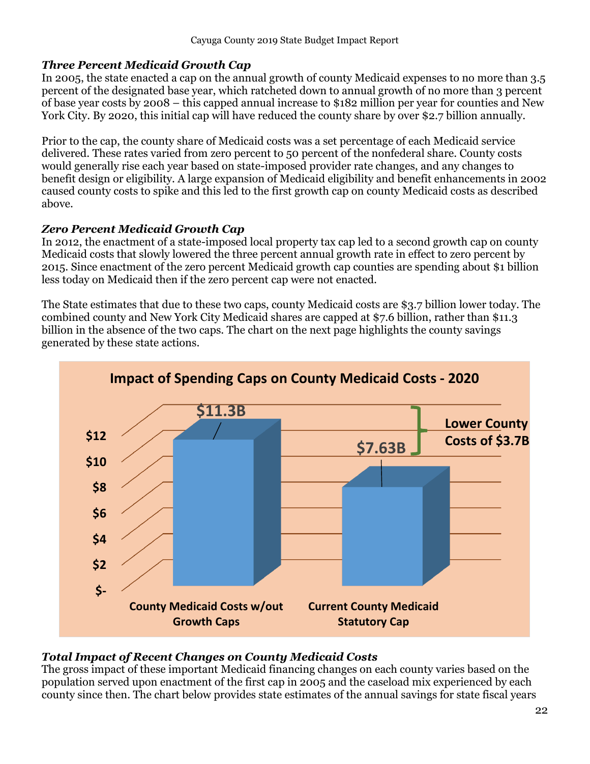### *Three Percent Medicaid Growth Cap*

In 2005, the state enacted a cap on the annual growth of county Medicaid expenses to no more than 3.5 percent of the designated base year, which ratcheted down to annual growth of no more than 3 percent of base year costs by 2008 – this capped annual increase to $182 million per year for counties and New York City. By 2020, this initial cap will have reduced the county share by over $2.7 billion annually.

Prior to the cap, the county share of Medicaid costs was a set percentage of each Medicaid service delivered. These rates varied from zero percent to 50 percent of the nonfederal share. County costs would generally rise each year based on state-imposed provider rate changes, and any changes to benefit design or eligibility. A large expansion of Medicaid eligibility and benefit enhancements in 2002 caused county costs to spike and this led to the first growth cap on county Medicaid costs as described above.

### *Zero Percent Medicaid Growth Cap*

In 2012, the enactment of a state-imposed local property tax cap led to a second growth cap on county Medicaid costs that slowly lowered the three percent annual growth rate in effect to zero percent by 2015. Since enactment of the zero percent Medicaid growth cap counties are spending about $1 billion less today on Medicaid then if the zero percent cap were not enacted.

The State estimates that due to these two caps, county Medicaid costs are $3.7 billion lower today. The combined county and New York City Medicaid shares are capped at $7.6 billion, rather than $11.3 billion in the absence of the two caps. The chart on the next page highlights the county savings generated by these state actions.

**Impact of Spending Caps on County Medicaid Costs - 2020**

| | County Medicaid Costs w/out Growth Caps | Current County Medicaid Statutory Cap |
|---|---|---|
| Cost | $11.3B | $7.63B |

Lower County Costs of $3.7B

### *Total Impact of Recent Changes on County Medicaid Costs*

The gross impact of these important Medicaid financing changes on each county varies based on the population served upon enactment of the first cap in 2005 and the caseload mix experienced by each county since then. The chart below provides state estimates of the annual savings for state fiscal years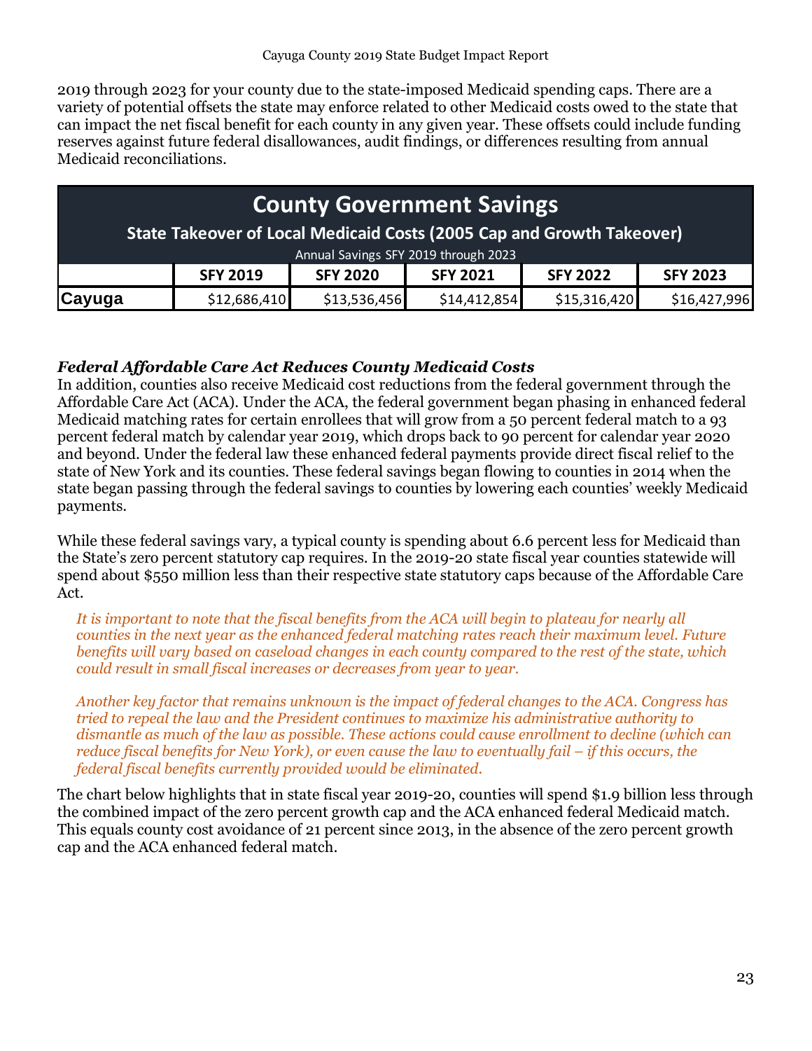2019 through 2023 for your county due to the state-imposed Medicaid spending caps. There are a variety of potential offsets the state may enforce related to other Medicaid costs owed to the state that can impact the net fiscal benefit for each county in any given year. These offsets could include funding reserves against future federal disallowances, audit findings, or differences resulting from annual Medicaid reconciliations.

| County Government Savings<br>State Takeover of Local Medicaid Costs (2005 Cap and Growth Takeover)<br>Annual Savings SFY 2019 through 2023 | | | | | |
|---|---|---|---|---|---|
| | SFY 2019 | SFY 2020 | SFY 2021 | SFY 2022 | SFY 2023 |
| **Cayuga** | $12,686,410 | $13,536,456 | $14,412,854 | $15,316,420 | $16,427,996 |

### *Federal Affordable Care Act Reduces County Medicaid Costs*

In addition, counties also receive Medicaid cost reductions from the federal government through the Affordable Care Act (ACA). Under the ACA, the federal government began phasing in enhanced federal Medicaid matching rates for certain enrollees that will grow from a 50 percent federal match to a 93 percent federal match by calendar year 2019, which drops back to 90 percent for calendar year 2020 and beyond. Under the federal law these enhanced federal payments provide direct fiscal relief to the state of New York and its counties. These federal savings began flowing to counties in 2014 when the state began passing through the federal savings to counties by lowering each counties' weekly Medicaid payments.

While these federal savings vary, a typical county is spending about 6.6 percent less for Medicaid than the State's zero percent statutory cap requires. In the 2019-20 state fiscal year counties statewide will spend about $550 million less than their respective state statutory caps because of the Affordable Care Act.

*It is important to note that the fiscal benefits from the ACA will begin to plateau for nearly all counties in the next year as the enhanced federal matching rates reach their maximum level. Future benefits will vary based on caseload changes in each county compared to the rest of the state, which could result in small fiscal increases or decreases from year to year.*

*Another key factor that remains unknown is the impact of federal changes to the ACA. Congress has tried to repeal the law and the President continues to maximize his administrative authority to dismantle as much of the law as possible. These actions could cause enrollment to decline (which can reduce fiscal benefits for New York), or even cause the law to eventually fail – if this occurs, the federal fiscal benefits currently provided would be eliminated.*

The chart below highlights that in state fiscal year 2019-20, counties will spend $1.9 billion less through the combined impact of the zero percent growth cap and the ACA enhanced federal Medicaid match. This equals county cost avoidance of 21 percent since 2013, in the absence of the zero percent growth cap and the ACA enhanced federal match.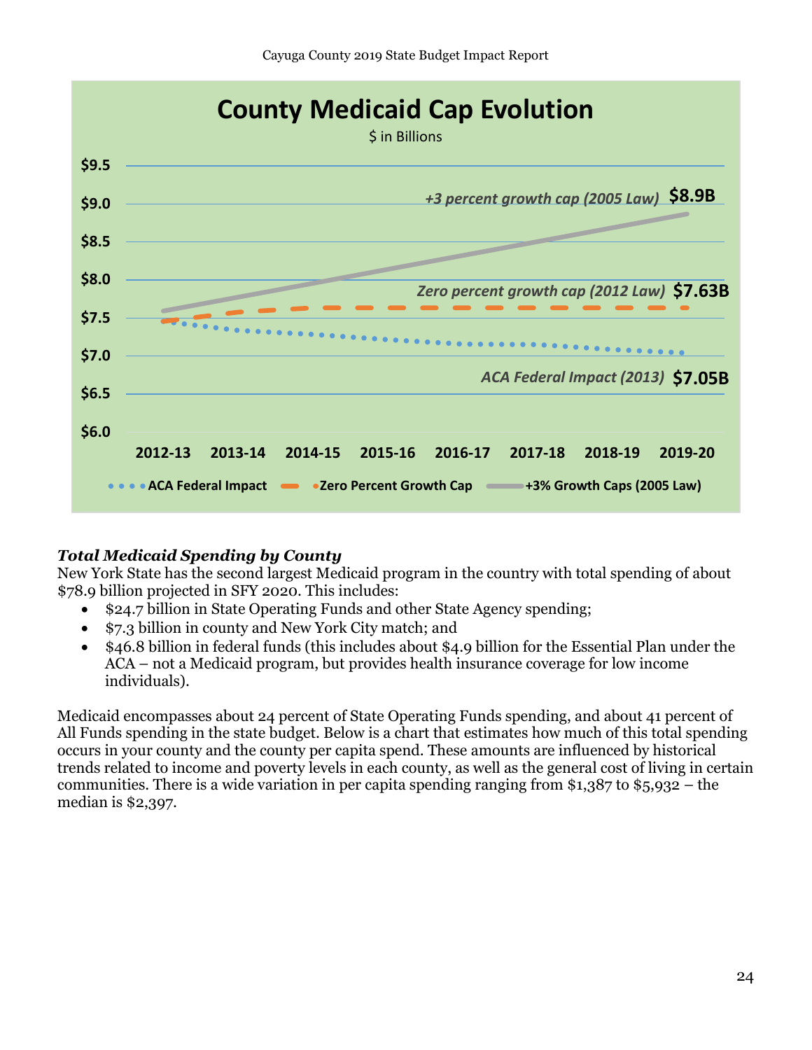## County Medicaid Cap Evolution

$ in Billions

| | 2012-13 | 2019-20 |
|---|---|---|
| +3 percent growth cap (2005 Law) | | $8.9B |
| Zero percent growth cap (2012 Law) | | $7.63B |
| ACA Federal Impact (2013) | | $7.05B |

### *Total Medicaid Spending by County*

New York State has the second largest Medicaid program in the country with total spending of about $78.9 billion projected in SFY 2020. This includes:

- $24.7 billion in State Operating Funds and other State Agency spending;
- $7.3 billion in county and New York City match; and
- $46.8 billion in federal funds (this includes about $4.9 billion for the Essential Plan under the ACA – not a Medicaid program, but provides health insurance coverage for low income individuals).

Medicaid encompasses about 24 percent of State Operating Funds spending, and about 41 percent of All Funds spending in the state budget. Below is a chart that estimates how much of this total spending occurs in your county and the county per capita spend. These amounts are influenced by historical trends related to income and poverty levels in each county, as well as the general cost of living in certain communities. There is a wide variation in per capita spending ranging from $1,387 to $5,932 – the median is $2,397.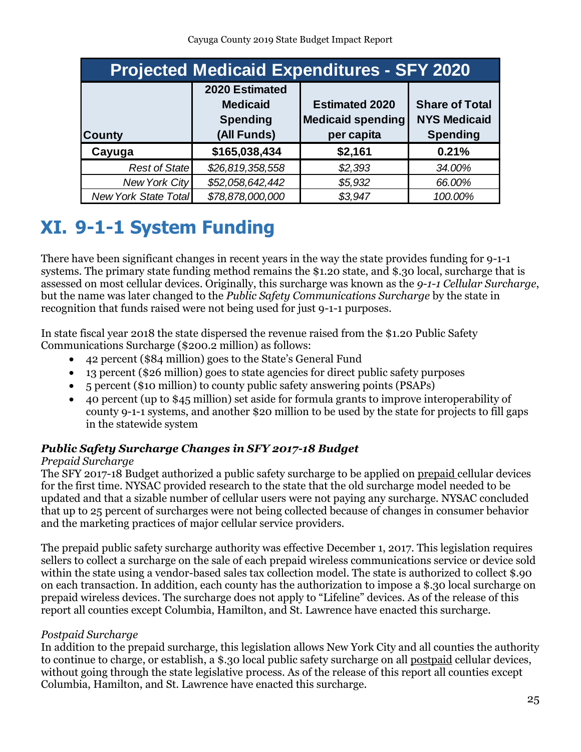| Projected Medicaid Expenditures - SFY 2020 | | | |
|---|---|---|---|
| County | 2020 Estimated Medicaid Spending (All Funds) | Estimated 2020 Medicaid spending per capita | Share of Total NYS Medicaid Spending |
| **Cayuga** | **$165,038,434** | **$2,161** | **0.21%** |
| *Rest of State* | *$26,819,358,558* | *$2,393* | *34.00%* |
| *New York City* | *$52,058,642,442* | *$5,932* | *66.00%* |
| *New York State Total* | *$78,878,000,000* | *$3,947* | *100.00%* |

# XI. 9-1-1 System Funding

There have been significant changes in recent years in the way the state provides funding for 9-1-1 systems. The primary state funding method remains the $1.20 state, and $.30 local, surcharge that is assessed on most cellular devices. Originally, this surcharge was known as the *9-1-1 Cellular Surcharge*, but the name was later changed to the *Public Safety Communications Surcharge* by the state in recognition that funds raised were not being used for just 9-1-1 purposes.

In state fiscal year 2018 the state dispersed the revenue raised from the $1.20 Public Safety Communications Surcharge ($200.2 million) as follows:

- 42 percent ($84 million) goes to the State's General Fund
- 13 percent ($26 million) goes to state agencies for direct public safety purposes
- 5 percent ($10 million) to county public safety answering points (PSAPs)
- 40 percent (up to $45 million) set aside for formula grants to improve interoperability of county 9-1-1 systems, and another $20 million to be used by the state for projects to fill gaps in the statewide system

### *Public Safety Surcharge Changes in SFY 2017-18 Budget*

*Prepaid Surcharge*

The SFY 2017-18 Budget authorized a public safety surcharge to be applied on prepaid cellular devices for the first time. NYSAC provided research to the state that the old surcharge model needed to be updated and that a sizable number of cellular users were not paying any surcharge. NYSAC concluded that up to 25 percent of surcharges were not being collected because of changes in consumer behavior and the marketing practices of major cellular service providers.

The prepaid public safety surcharge authority was effective December 1, 2017. This legislation requires sellers to collect a surcharge on the sale of each prepaid wireless communications service or device sold within the state using a vendor-based sales tax collection model. The state is authorized to collect $.90 on each transaction. In addition, each county has the authorization to impose a $.30 local surcharge on prepaid wireless devices. The surcharge does not apply to "Lifeline" devices. As of the release of this report all counties except Columbia, Hamilton, and St. Lawrence have enacted this surcharge.

*Postpaid Surcharge*

In addition to the prepaid surcharge, this legislation allows New York City and all counties the authority to continue to charge, or establish, a $.30 local public safety surcharge on all postpaid cellular devices, without going through the state legislative process. As of the release of this report all counties except Columbia, Hamilton, and St. Lawrence have enacted this surcharge.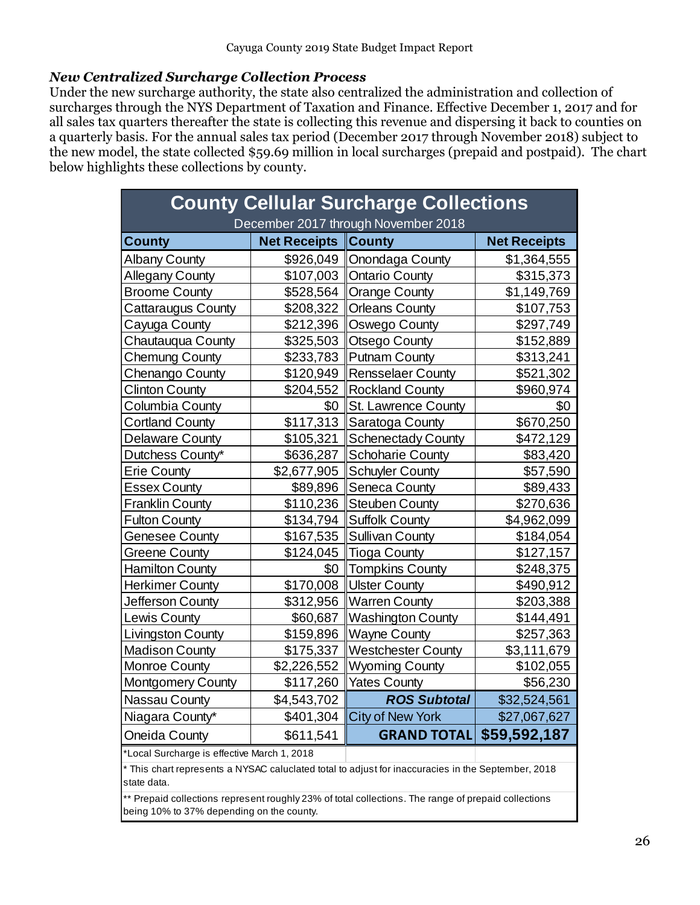### *New Centralized Surcharge Collection Process*

Under the new surcharge authority, the state also centralized the administration and collection of surcharges through the NYS Department of Taxation and Finance. Effective December 1, 2017 and for all sales tax quarters thereafter the state is collecting this revenue and dispersing it back to counties on a quarterly basis. For the annual sales tax period (December 2017 through November 2018) subject to the new model, the state collected $59.69 million in local surcharges (prepaid and postpaid). The chart below highlights these collections by county.

**County Cellular Surcharge Collections**
December 2017 through November 2018

| County | Net Receipts | County | Net Receipts |
|---|---|---|---|
| Albany County | $926,049 | Onondaga County | $1,364,555 |
| Allegany County | $107,003 | Ontario County | $315,373 |
| Broome County | $528,564 | Orange County | $1,149,769 |
| Cattaraugus County | $208,322 | Orleans County | $107,753 |
| Cayuga County | $212,396 | Oswego County | $297,749 |
| Chautauqua County | $325,503 | Otsego County | $152,889 |
| Chemung County | $233,783 | Putnam County | $313,241 |
| Chenango County | $120,949 | Rensselaer County | $521,302 |
| Clinton County | $204,552 | Rockland County | $960,974 |
| Columbia County | $0 | St. Lawrence County | $0 |
| Cortland County | $117,313 | Saratoga County | $670,250 |
| Delaware County | $105,321 | Schenectady County | $472,129 |
| Dutchess County* | $636,287 | Schoharie County | $83,420 |
| Erie County | $2,677,905 | Schuyler County | $57,590 |
| Essex County | $89,896 | Seneca County | $89,433 |
| Franklin County | $110,236 | Steuben County | $270,636 |
| Fulton County | $134,794 | Suffolk County | $4,962,099 |
| Genesee County | $167,535 | Sullivan County | $184,054 |
| Greene County | $124,045 | Tioga County | $127,157 |
| Hamilton County | $0 | Tompkins County | $248,375 |
| Herkimer County | $170,008 | Ulster County | $490,912 |
| Jefferson County | $312,956 | Warren County | $203,388 |
| Lewis County | $60,687 | Washington County | $144,491 |
| Livingston County | $159,896 | Wayne County | $257,363 |
| Madison County | $175,337 | Westchester County | $3,111,679 |
| Monroe County | $2,226,552 | Wyoming County | $102,055 |
| Montgomery County | $117,260 | Yates County | $56,230 |
| Nassau County | $4,543,702 | ***ROS Subtotal*** | $32,524,561 |
| Niagara County* | $401,304 | City of New York | $27,067,627 |
| Oneida County | $611,541 | **GRAND TOTAL** | **$59,592,187** |

*Local Surcharge is effective March 1, 2018

* This chart represents a NYSAC caluclated total to adjust for inaccuracies in the September, 2018 state data.

** Prepaid collections represent roughly 23% of total collections. The range of prepaid collections being 10% to 37% depending on the county.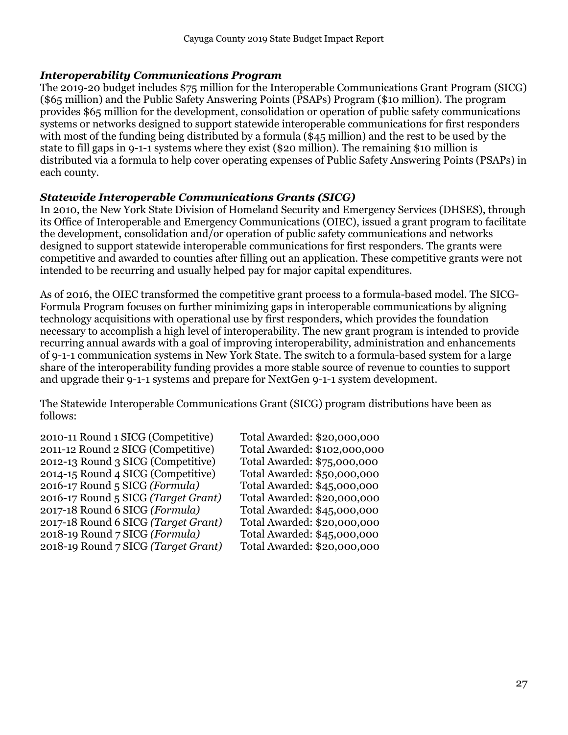### *Interoperability Communications Program*

The 2019-20 budget includes $75 million for the Interoperable Communications Grant Program (SICG) ($65 million) and the Public Safety Answering Points (PSAPs) Program ($10 million). The program provides $65 million for the development, consolidation or operation of public safety communications systems or networks designed to support statewide interoperable communications for first responders with most of the funding being distributed by a formula ($45 million) and the rest to be used by the state to fill gaps in 9-1-1 systems where they exist ($20 million). The remaining $10 million is distributed via a formula to help cover operating expenses of Public Safety Answering Points (PSAPs) in each county.

### *Statewide Interoperable Communications Grants (SICG)*

In 2010, the New York State Division of Homeland Security and Emergency Services (DHSES), through its Office of Interoperable and Emergency Communications (OIEC), issued a grant program to facilitate the development, consolidation and/or operation of public safety communications and networks designed to support statewide interoperable communications for first responders. The grants were competitive and awarded to counties after filling out an application. These competitive grants were not intended to be recurring and usually helped pay for major capital expenditures.

As of 2016, the OIEC transformed the competitive grant process to a formula-based model. The SICG-Formula Program focuses on further minimizing gaps in interoperable communications by aligning technology acquisitions with operational use by first responders, which provides the foundation necessary to accomplish a high level of interoperability. The new grant program is intended to provide recurring annual awards with a goal of improving interoperability, administration and enhancements of 9-1-1 communication systems in New York State. The switch to a formula-based system for a large share of the interoperability funding provides a more stable source of revenue to counties to support and upgrade their 9-1-1 systems and prepare for NextGen 9-1-1 system development.

The Statewide Interoperable Communications Grant (SICG) program distributions have been as follows:

| | |
|---|---|
| 2010-11 Round 1 SICG (Competitive) | Total Awarded: $20,000,000 |
| 2011-12 Round 2 SICG (Competitive) | Total Awarded: $102,000,000 |
| 2012-13 Round 3 SICG (Competitive) | Total Awarded: $75,000,000 |
| 2014-15 Round 4 SICG (Competitive) | Total Awarded: $50,000,000 |
| 2016-17 Round 5 SICG *(Formula)* | Total Awarded: $45,000,000 |
| 2016-17 Round 5 SICG *(Target Grant)* | Total Awarded: $20,000,000 |
| 2017-18 Round 6 SICG *(Formula)* | Total Awarded: $45,000,000 |
| 2017-18 Round 6 SICG *(Target Grant)* | Total Awarded: $20,000,000 |
| 2018-19 Round 7 SICG *(Formula)* | Total Awarded: $45,000,000 |
| 2018-19 Round 7 SICG *(Target Grant)* | Total Awarded: $20,000,000 |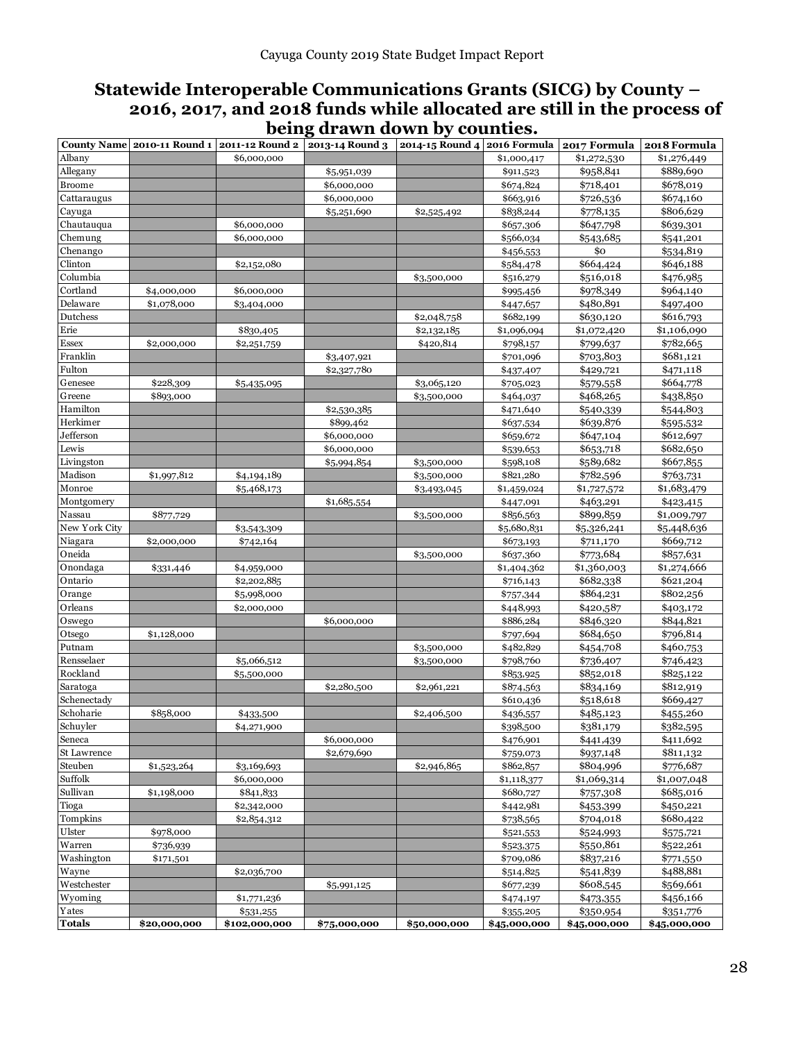## Statewide Interoperable Communications Grants (SICG) by County – 2016, 2017, and 2018 funds while allocated are still in the process of being drawn down by counties.

| County Name | 2010-11 Round 1 | 2011-12 Round 2 | 2013-14 Round 3 | 2014-15 Round 4 | 2016 Formula | 2017 Formula | 2018 Formula |
|---|---|---|---|---|---|---|---|
| Albany | | $6,000,000 | | | $1,000,417 | $1,272,530 | $1,276,449 |
| Allegany | | | $5,951,039 | | $911,523 | $958,841 | $889,690 |
| Broome | | | $6,000,000 | | $674,824 | $718,401 | $678,019 |
| Cattaraugus | | | $6,000,000 | | $663,916 | $726,536 | $674,160 |
| Cayuga | | | $5,251,690 | $2,525,492 | $838,244 | $778,135 | $806,629 |
| Chautauqua | | $6,000,000 | | | $657,306 | $647,798 | $639,301 |
| Chemung | | $6,000,000 | | | $566,034 | $543,685 | $541,201 |
| Chenango | | | | | $456,553 | $0 | $534,819 |
| Clinton | | $2,152,080 | | | $584,478 | $664,424 | $646,188 |
| Columbia | | | | $3,500,000 | $516,279 | $516,018 | $476,985 |
| Cortland | $4,000,000 | $6,000,000 | | | $995,456 | $978,349 | $964,140 |
| Delaware | $1,078,000 | $3,404,000 | | | $447,657 | $480,891 | $497,400 |
| Dutchess | | | | $2,048,758 | $682,199 | $630,120 | $616,793 |
| Erie | | $830,405 | | $2,132,185 | $1,096,094 | $1,072,420 | $1,106,090 |
| Essex | $2,000,000 | $2,251,759 | | $420,814 | $798,157 | $799,637 | $782,665 |
| Franklin | | | $3,407,921 | | $701,096 | $703,803 | $681,121 |
| Fulton | | | $2,327,780 | | $437,407 | $429,721 | $471,118 |
| Genesee | $228,309 | $5,435,095 | | $3,065,120 | $705,023 | $579,558 | $664,778 |
| Greene | $893,000 | | | $3,500,000 | $464,037 | $468,265 | $438,850 |
| Hamilton | | | $2,530,385 | | $471,640 | $540,339 | $544,803 |
| Herkimer | | | $899,462 | | $637,534 | $639,876 | $595,532 |
| Jefferson | | | $6,000,000 | | $659,672 | $647,104 | $612,697 |
| Lewis | | | $6,000,000 | | $539,653 | $653,718 | $682,650 |
| Livingston | | | $5,994,854 | $3,500,000 | $598,108 | $589,682 | $667,855 |
| Madison | $1,997,812 | $4,194,189 | | $3,500,000 | $821,280 | $782,596 | $763,731 |
| Monroe | | $5,468,173 | | $3,493,045 | $1,459,024 | $1,727,572 | $1,683,479 |
| Montgomery | | | $1,685,554 | | $447,091 | $463,291 | $423,415 |
| Nassau | $877,729 | | | $3,500,000 | $856,563 | $899,859 | $1,009,797 |
| New York City | | $3,543,309 | | | $5,680,831 | $5,326,241 | $5,448,636 |
| Niagara | $2,000,000 | $742,164 | | | $673,193 | $711,170 | $669,712 |
| Oneida | | | | $3,500,000 | $637,360 | $773,684 | $857,631 |
| Onondaga | $331,446 | $4,959,000 | | | $1,404,362 | $1,360,003 | $1,274,666 |
| Ontario | | $2,202,885 | | | $716,143 | $682,338 | $621,204 |
| Orange | | $5,998,000 | | | $757,344 | $864,231 | $802,256 |
| Orleans | | $2,000,000 | | | $448,993 | $420,587 | $403,172 |
| Oswego | | | $6,000,000 | | $886,284 | $846,320 | $844,821 |
| Otsego | $1,128,000 | | | | $797,694 | $684,650 | $796,814 |
| Putnam | | | | $3,500,000 | $482,829 | $454,708 | $460,753 |
| Rensselaer | | $5,066,512 | | $3,500,000 | $798,760 | $736,407 | $746,423 |
| Rockland | | $5,500,000 | | | $853,925 | $852,018 | $825,122 |
| Saratoga | | | $2,280,500 | $2,961,221 | $874,563 | $834,169 | $812,919 |
| Schenectady | | | | | $610,436 | $518,618 | $669,427 |
| Schoharie | $858,000 | $433,500 | | $2,406,500 | $436,557 | $485,123 | $455,260 |
| Schuyler | | $4,271,900 | | | $398,500 | $381,179 | $382,595 |
| Seneca | | | $6,000,000 | | $476,901 | $441,439 | $411,692 |
| St Lawrence | | | $2,679,690 | | $759,073 | $937,148 | $811,132 |
| Steuben | $1,523,264 | $3,169,693 | | $2,946,865 | $862,857 | $804,996 | $776,687 |
| Suffolk | | $6,000,000 | | | $1,118,377 | $1,069,314 | $1,007,048 |
| Sullivan | $1,198,000 | $841,833 | | | $680,727 | $757,308 | $685,016 |
| Tioga | | $2,342,000 | | | $442,981 | $453,399 | $450,221 |
| Tompkins | | $2,854,312 | | | $738,565 | $704,018 | $680,422 |
| Ulster | $978,000 | | | | $521,553 | $524,993 | $575,721 |
| Warren | $736,939 | | | | $523,375 | $550,861 | $522,261 |
| Washington | $171,501 | | | | $709,086 | $837,216 | $771,550 |
| Wayne | | $2,036,700 | | | $514,825 | $541,839 | $488,881 |
| Westchester | | | $5,991,125 | | $677,239 | $608,545 | $569,661 |
| Wyoming | | $1,771,236 | | | $474,197 | $473,355 | $456,166 |
| Yates | | $531,255 | | | $355,205 | $350,954 | $351,776 |
| **Totals** | **$20,000,000** | **$102,000,000** | **$75,000,000** | **$50,000,000** | **$45,000,000** | **$45,000,000** | **$45,000,000** |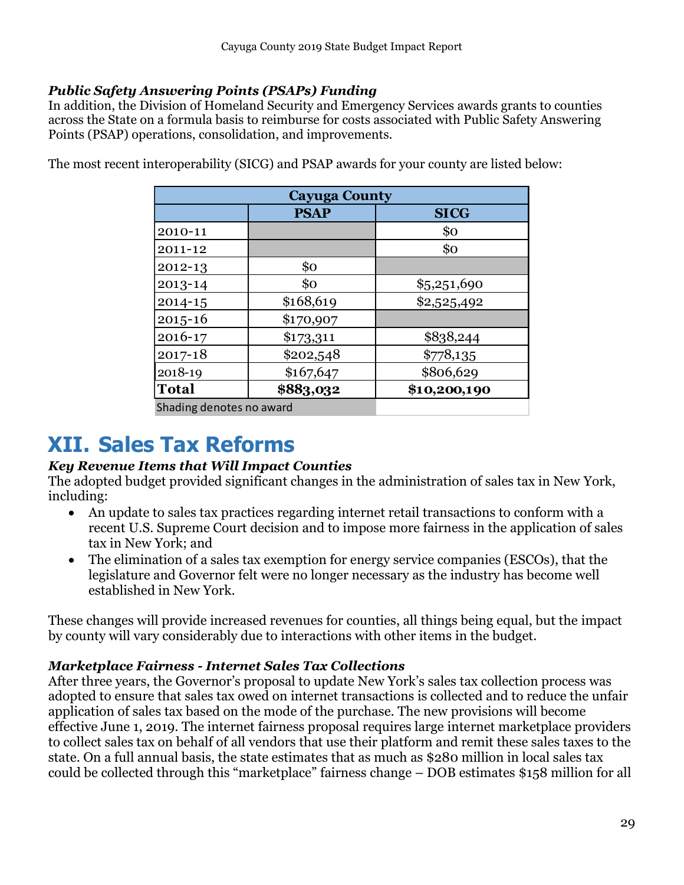### *Public Safety Answering Points (PSAPs) Funding*

In addition, the Division of Homeland Security and Emergency Services awards grants to counties across the State on a formula basis to reimburse for costs associated with Public Safety Answering Points (PSAP) operations, consolidation, and improvements.

The most recent interoperability (SICG) and PSAP awards for your county are listed below:

| Cayuga County | | |
|---|---|---|
| | **PSAP** | **SICG** |
| 2010-11 | | $0 |
| 2011-12 | | $0 |
| 2012-13 | $0 | |
| 2013-14 | $0 | $5,251,690 |
| 2014-15 | $168,619 | $2,525,492 |
| 2015-16 | $170,907 | |
| 2016-17 | $173,311 | $838,244 |
| 2017-18 | $202,548 | $778,135 |
| 2018-19 | $167,647 | $806,629 |
| **Total** | **$883,032** | **$10,200,190** |

Shading denotes no award

# XII. Sales Tax Reforms

### *Key Revenue Items that Will Impact Counties*

The adopted budget provided significant changes in the administration of sales tax in New York, including:

- An update to sales tax practices regarding internet retail transactions to conform with a recent U.S. Supreme Court decision and to impose more fairness in the application of sales tax in New York; and
- The elimination of a sales tax exemption for energy service companies (ESCOs), that the legislature and Governor felt were no longer necessary as the industry has become well established in New York.

These changes will provide increased revenues for counties, all things being equal, but the impact by county will vary considerably due to interactions with other items in the budget.

### *Marketplace Fairness - Internet Sales Tax Collections*

After three years, the Governor's proposal to update New York's sales tax collection process was adopted to ensure that sales tax owed on internet transactions is collected and to reduce the unfair application of sales tax based on the mode of the purchase. The new provisions will become effective June 1, 2019. The internet fairness proposal requires large internet marketplace providers to collect sales tax on behalf of all vendors that use their platform and remit these sales taxes to the state. On a full annual basis, the state estimates that as much as $280 million in local sales tax could be collected through this "marketplace" fairness change – DOB estimates $158 million for all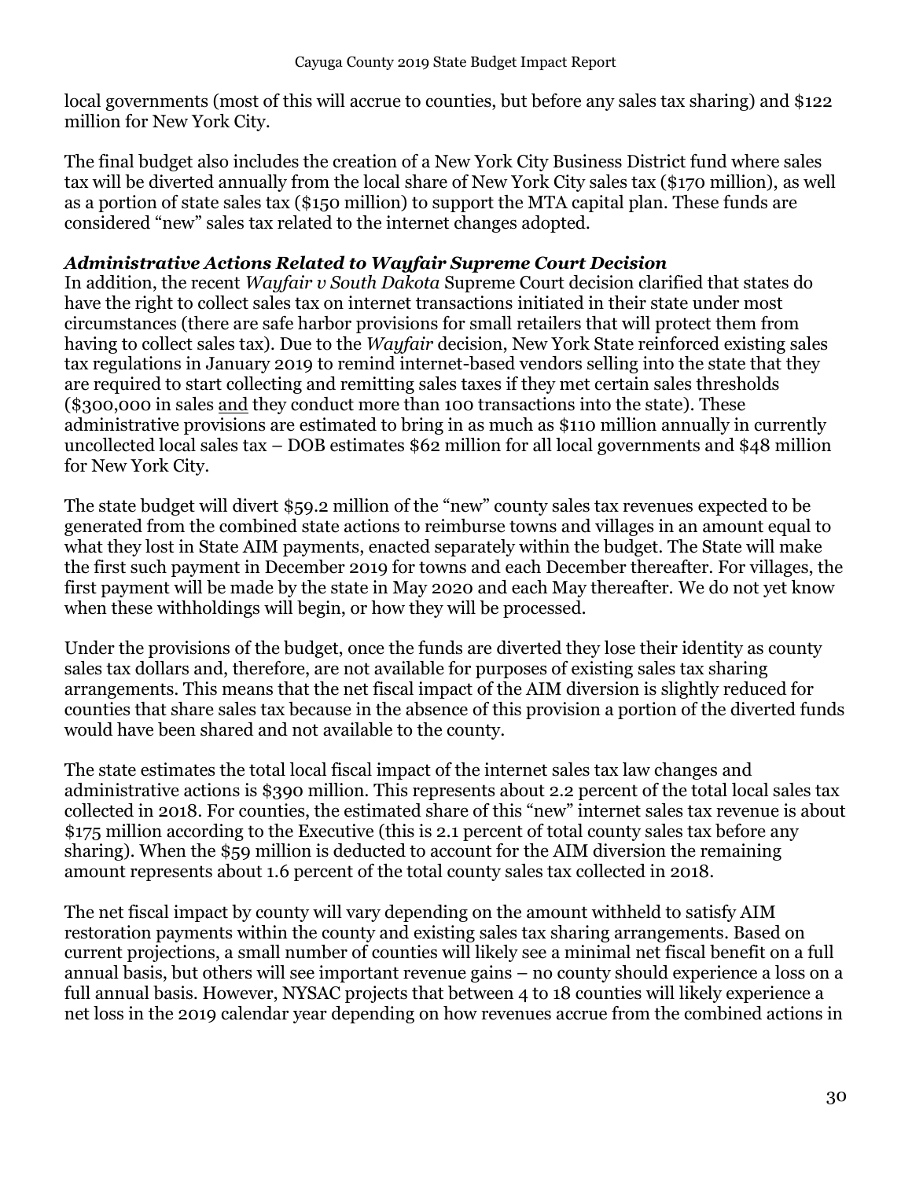local governments (most of this will accrue to counties, but before any sales tax sharing) and $122 million for New York City.

The final budget also includes the creation of a New York City Business District fund where sales tax will be diverted annually from the local share of New York City sales tax ($170 million), as well as a portion of state sales tax ($150 million) to support the MTA capital plan. These funds are considered "new" sales tax related to the internet changes adopted.

***Administrative Actions Related to Wayfair Supreme Court Decision***

In addition, the recent *Wayfair v South Dakota* Supreme Court decision clarified that states do have the right to collect sales tax on internet transactions initiated in their state under most circumstances (there are safe harbor provisions for small retailers that will protect them from having to collect sales tax). Due to the *Wayfair* decision, New York State reinforced existing sales tax regulations in January 2019 to remind internet-based vendors selling into the state that they are required to start collecting and remitting sales taxes if they met certain sales thresholds ($300,000 in sales <u>and</u> they conduct more than 100 transactions into the state). These administrative provisions are estimated to bring in as much as $110 million annually in currently uncollected local sales tax – DOB estimates $62 million for all local governments and $48 million for New York City.

The state budget will divert $59.2 million of the "new" county sales tax revenues expected to be generated from the combined state actions to reimburse towns and villages in an amount equal to what they lost in State AIM payments, enacted separately within the budget. The State will make the first such payment in December 2019 for towns and each December thereafter. For villages, the first payment will be made by the state in May 2020 and each May thereafter. We do not yet know when these withholdings will begin, or how they will be processed.

Under the provisions of the budget, once the funds are diverted they lose their identity as county sales tax dollars and, therefore, are not available for purposes of existing sales tax sharing arrangements. This means that the net fiscal impact of the AIM diversion is slightly reduced for counties that share sales tax because in the absence of this provision a portion of the diverted funds would have been shared and not available to the county.

The state estimates the total local fiscal impact of the internet sales tax law changes and administrative actions is $390 million. This represents about 2.2 percent of the total local sales tax collected in 2018. For counties, the estimated share of this "new" internet sales tax revenue is about $175 million according to the Executive (this is 2.1 percent of total county sales tax before any sharing). When the $59 million is deducted to account for the AIM diversion the remaining amount represents about 1.6 percent of the total county sales tax collected in 2018.

The net fiscal impact by county will vary depending on the amount withheld to satisfy AIM restoration payments within the county and existing sales tax sharing arrangements. Based on current projections, a small number of counties will likely see a minimal net fiscal benefit on a full annual basis, but others will see important revenue gains – no county should experience a loss on a full annual basis. However, NYSAC projects that between 4 to 18 counties will likely experience a net loss in the 2019 calendar year depending on how revenues accrue from the combined actions in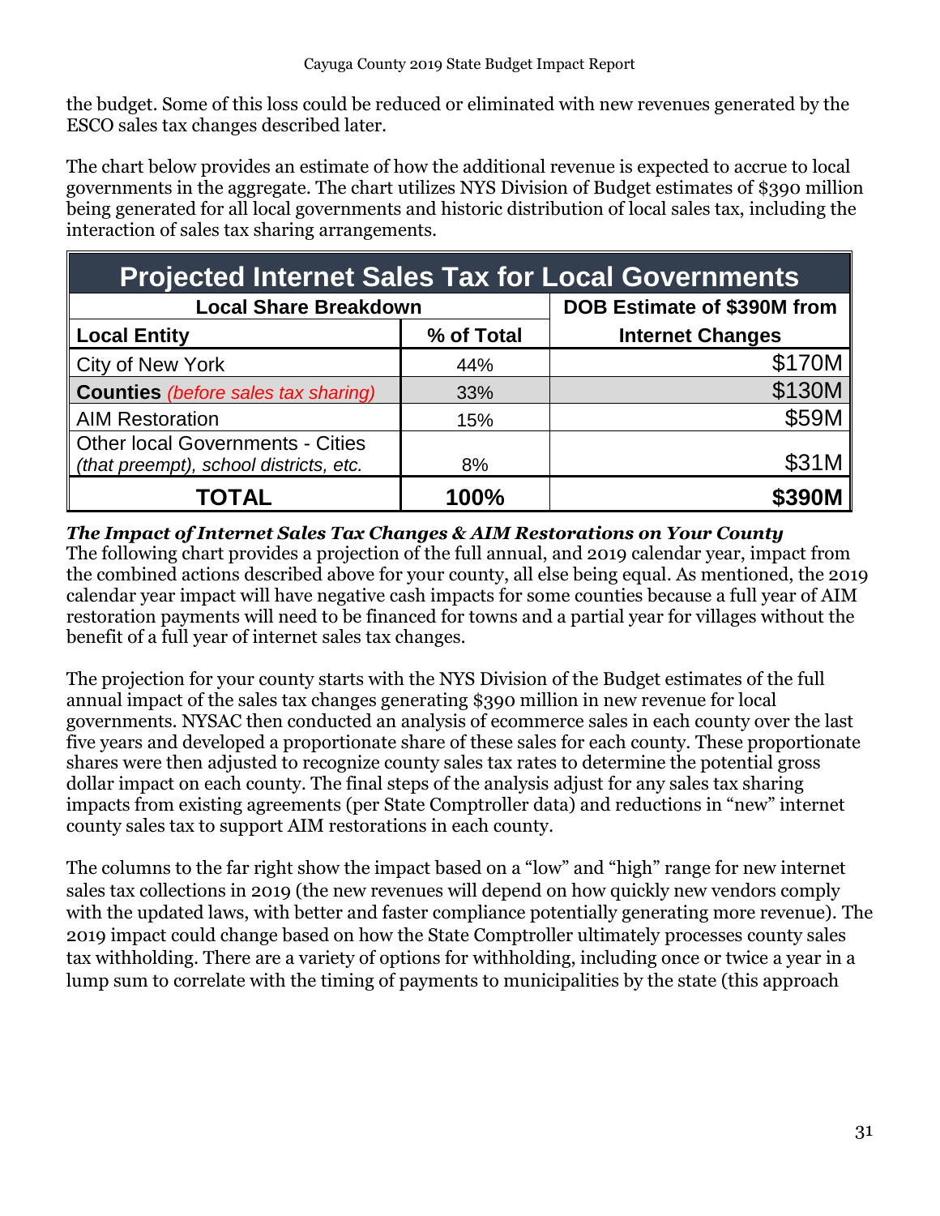the budget. Some of this loss could be reduced or eliminated with new revenues generated by the ESCO sales tax changes described later.

The chart below provides an estimate of how the additional revenue is expected to accrue to local governments in the aggregate. The chart utilizes NYS Division of Budget estimates of $390 million being generated for all local governments and historic distribution of local sales tax, including the interaction of sales tax sharing arrangements.

| Projected Internet Sales Tax for Local Governments | | |
|---|---|---|
| **Local Share Breakdown** | | **DOB Estimate of $390M from Internet Changes** |
| **Local Entity** | **% of Total** | |
| City of New York | 44% | $170M |
| **Counties** *(before sales tax sharing)* | 33% | $130M |
| AIM Restoration | 15% | $59M |
| Other local Governments - Cities *(that preempt), school districts, etc.* | 8% | $31M |
| **TOTAL** | **100%** | **$390M** |

***The Impact of Internet Sales Tax Changes & AIM Restorations on Your County***

The following chart provides a projection of the full annual, and 2019 calendar year, impact from the combined actions described above for your county, all else being equal. As mentioned, the 2019 calendar year impact will have negative cash impacts for some counties because a full year of AIM restoration payments will need to be financed for towns and a partial year for villages without the benefit of a full year of internet sales tax changes.

The projection for your county starts with the NYS Division of the Budget estimates of the full annual impact of the sales tax changes generating $390 million in new revenue for local governments. NYSAC then conducted an analysis of ecommerce sales in each county over the last five years and developed a proportionate share of these sales for each county. These proportionate shares were then adjusted to recognize county sales tax rates to determine the potential gross dollar impact on each county. The final steps of the analysis adjust for any sales tax sharing impacts from existing agreements (per State Comptroller data) and reductions in "new" internet county sales tax to support AIM restorations in each county.

The columns to the far right show the impact based on a "low" and "high" range for new internet sales tax collections in 2019 (the new revenues will depend on how quickly new vendors comply with the updated laws, with better and faster compliance potentially generating more revenue). The 2019 impact could change based on how the State Comptroller ultimately processes county sales tax withholding. There are a variety of options for withholding, including once or twice a year in a lump sum to correlate with the timing of payments to municipalities by the state (this approach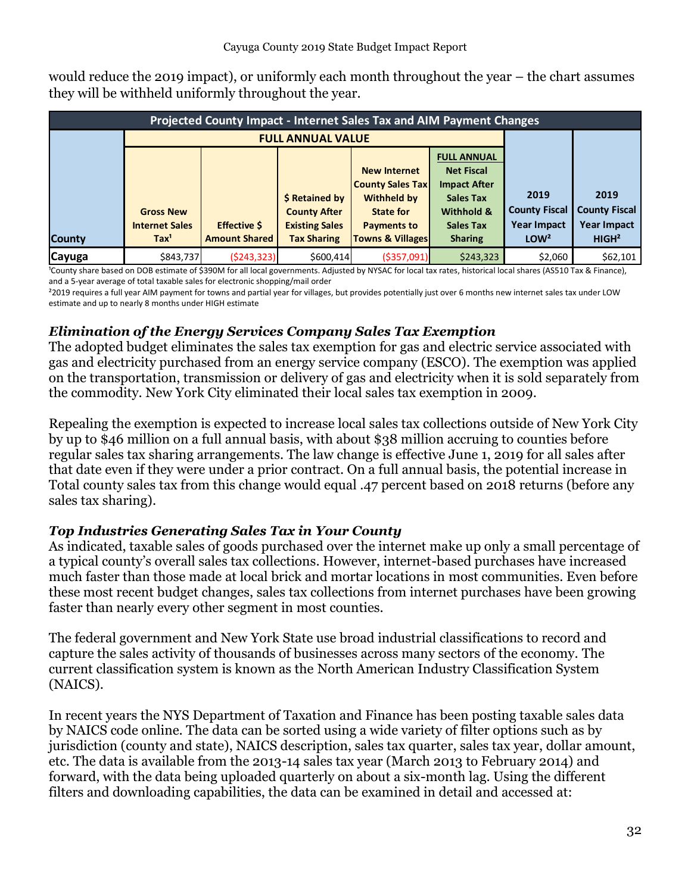would reduce the 2019 impact), or uniformly each month throughout the year – the chart assumes they will be withheld uniformly throughout the year.

| Projected County Impact - Internet Sales Tax and AIM Payment Changes | | | | | | | |
|---|---|---|---|---|---|---|---|
| | FULL ANNUAL VALUE | | | | | | |
| County | Gross New Internet Sales Tax[1] | Effective $ Amount Shared | $ Retained by County After Existing Sales Tax Sharing | New Internet County Sales Tax Withheld by State for Payments to Towns & Villages | FULL ANNUAL Net Fiscal Impact After Sales Tax Withhold & Sales Tax Sharing | 2019 County Fiscal Year Impact LOW[2] | 2019 County Fiscal Year Impact HIGH[2] |
| Cayuga | $843,737 | ($243,323) | $600,414 | ($357,091) | $243,323 | $2,060 | $62,101 |

[1]County share based on DOB estimate of $390M for all local governments. Adjusted by NYSAC for local tax rates, historical local shares (AS510 Tax & Finance), and a 5-year average of total taxable sales for electronic shopping/mail order

[2]2019 requires a full year AIM payment for towns and partial year for villages, but provides potentially just over 6 months new internet sales tax under LOW estimate and up to nearly 8 months under HIGH estimate

### *Elimination of the Energy Services Company Sales Tax Exemption*

The adopted budget eliminates the sales tax exemption for gas and electric service associated with gas and electricity purchased from an energy service company (ESCO). The exemption was applied on the transportation, transmission or delivery of gas and electricity when it is sold separately from the commodity. New York City eliminated their local sales tax exemption in 2009.

Repealing the exemption is expected to increase local sales tax collections outside of New York City by up to $46 million on a full annual basis, with about $38 million accruing to counties before regular sales tax sharing arrangements. The law change is effective June 1, 2019 for all sales after that date even if they were under a prior contract. On a full annual basis, the potential increase in Total county sales tax from this change would equal .47 percent based on 2018 returns (before any sales tax sharing).

### *Top Industries Generating Sales Tax in Your County*

As indicated, taxable sales of goods purchased over the internet make up only a small percentage of a typical county's overall sales tax collections. However, internet-based purchases have increased much faster than those made at local brick and mortar locations in most communities. Even before these most recent budget changes, sales tax collections from internet purchases have been growing faster than nearly every other segment in most counties.

The federal government and New York State use broad industrial classifications to record and capture the sales activity of thousands of businesses across many sectors of the economy. The current classification system is known as the North American Industry Classification System (NAICS).

In recent years the NYS Department of Taxation and Finance has been posting taxable sales data by NAICS code online. The data can be sorted using a wide variety of filter options such as by jurisdiction (county and state), NAICS description, sales tax quarter, sales tax year, dollar amount, etc. The data is available from the 2013-14 sales tax year (March 2013 to February 2014) and forward, with the data being uploaded quarterly on about a six-month lag. Using the different filters and downloading capabilities, the data can be examined in detail and accessed at: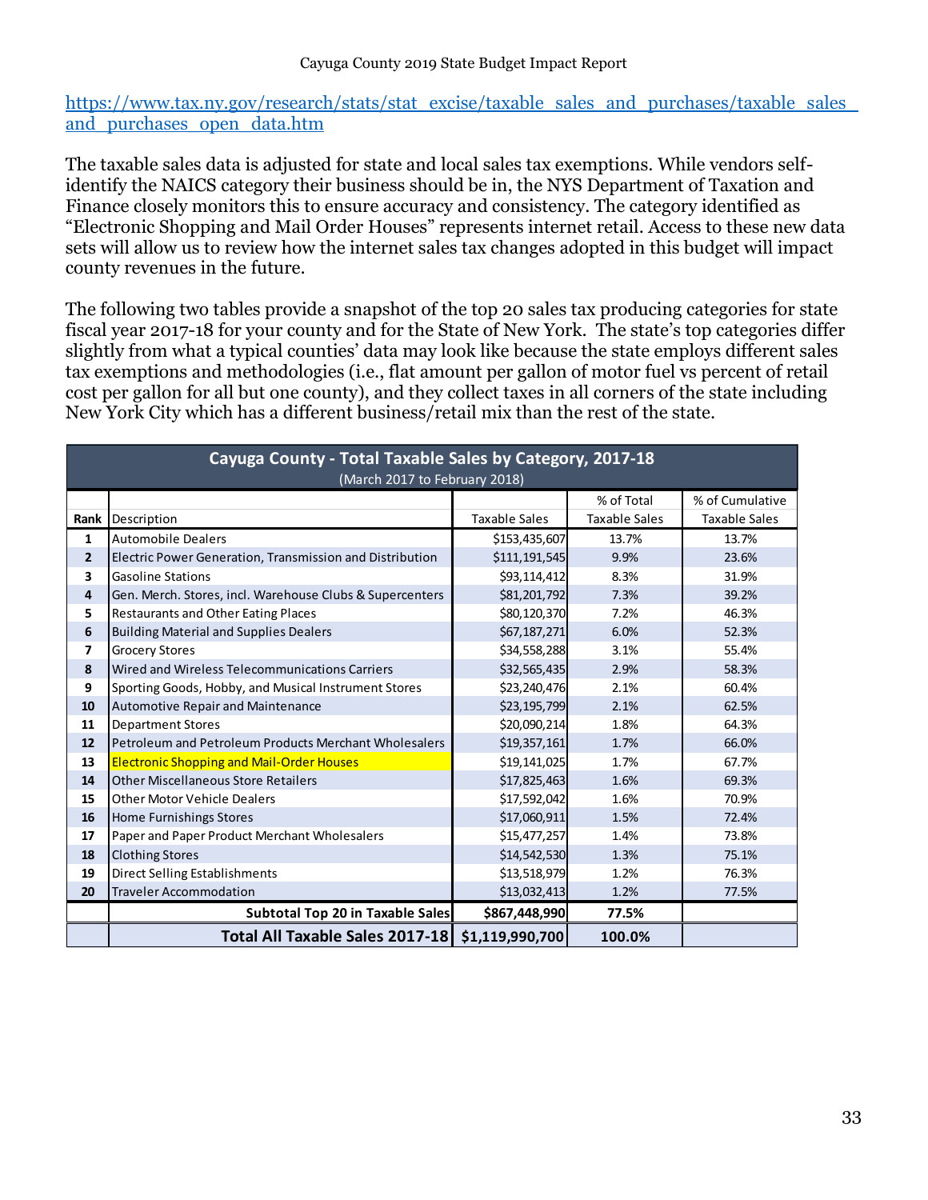https://www.tax.ny.gov/research/stats/stat_excise/taxable_sales_and_purchases/taxable_sales_and_purchases_open_data.htm

The taxable sales data is adjusted for state and local sales tax exemptions. While vendors self-identify the NAICS category their business should be in, the NYS Department of Taxation and Finance closely monitors this to ensure accuracy and consistency. The category identified as "Electronic Shopping and Mail Order Houses" represents internet retail. Access to these new data sets will allow us to review how the internet sales tax changes adopted in this budget will impact county revenues in the future.

The following two tables provide a snapshot of the top 20 sales tax producing categories for state fiscal year 2017-18 for your county and for the State of New York. The state's top categories differ slightly from what a typical counties' data may look like because the state employs different sales tax exemptions and methodologies (i.e., flat amount per gallon of motor fuel vs percent of retail cost per gallon for all but one county), and they collect taxes in all corners of the state including New York City which has a different business/retail mix than the rest of the state.

**Cayuga County - Total Taxable Sales by Category, 2017-18**
(March 2017 to February 2018)

| Rank | Description | Taxable Sales | % of Total Taxable Sales | % of Cumulative Taxable Sales |
|---|---|---|---|---|
| 1 | Automobile Dealers | $153,435,607 | 13.7% | 13.7% |
| 2 | Electric Power Generation, Transmission and Distribution | $111,191,545 | 9.9% | 23.6% |
| 3 | Gasoline Stations | $93,114,412 | 8.3% | 31.9% |
| 4 | Gen. Merch. Stores, incl. Warehouse Clubs & Supercenters | $81,201,792 | 7.3% | 39.2% |
| 5 | Restaurants and Other Eating Places | $80,120,370 | 7.2% | 46.3% |
| 6 | Building Material and Supplies Dealers | $67,187,271 | 6.0% | 52.3% |
| 7 | Grocery Stores | $34,558,288 | 3.1% | 55.4% |
| 8 | Wired and Wireless Telecommunications Carriers | $32,565,435 | 2.9% | 58.3% |
| 9 | Sporting Goods, Hobby, and Musical Instrument Stores | $23,240,476 | 2.1% | 60.4% |
| 10 | Automotive Repair and Maintenance | $23,195,799 | 2.1% | 62.5% |
| 11 | Department Stores | $20,090,214 | 1.8% | 64.3% |
| 12 | Petroleum and Petroleum Products Merchant Wholesalers | $19,357,161 | 1.7% | 66.0% |
| 13 | Electronic Shopping and Mail-Order Houses | $19,141,025 | 1.7% | 67.7% |
| 14 | Other Miscellaneous Store Retailers | $17,825,463 | 1.6% | 69.3% |
| 15 | Other Motor Vehicle Dealers | $17,592,042 | 1.6% | 70.9% |
| 16 | Home Furnishings Stores | $17,060,911 | 1.5% | 72.4% |
| 17 | Paper and Paper Product Merchant Wholesalers | $15,477,257 | 1.4% | 73.8% |
| 18 | Clothing Stores | $14,542,530 | 1.3% | 75.1% |
| 19 | Direct Selling Establishments | $13,518,979 | 1.2% | 76.3% |
| 20 | Traveler Accommodation | $13,032,413 | 1.2% | 77.5% |
| | **Subtotal Top 20 in Taxable Sales** | **$867,448,990** | **77.5%** | |
| | **Total All Taxable Sales 2017-18** | **$1,119,990,700** | **100.0%** | |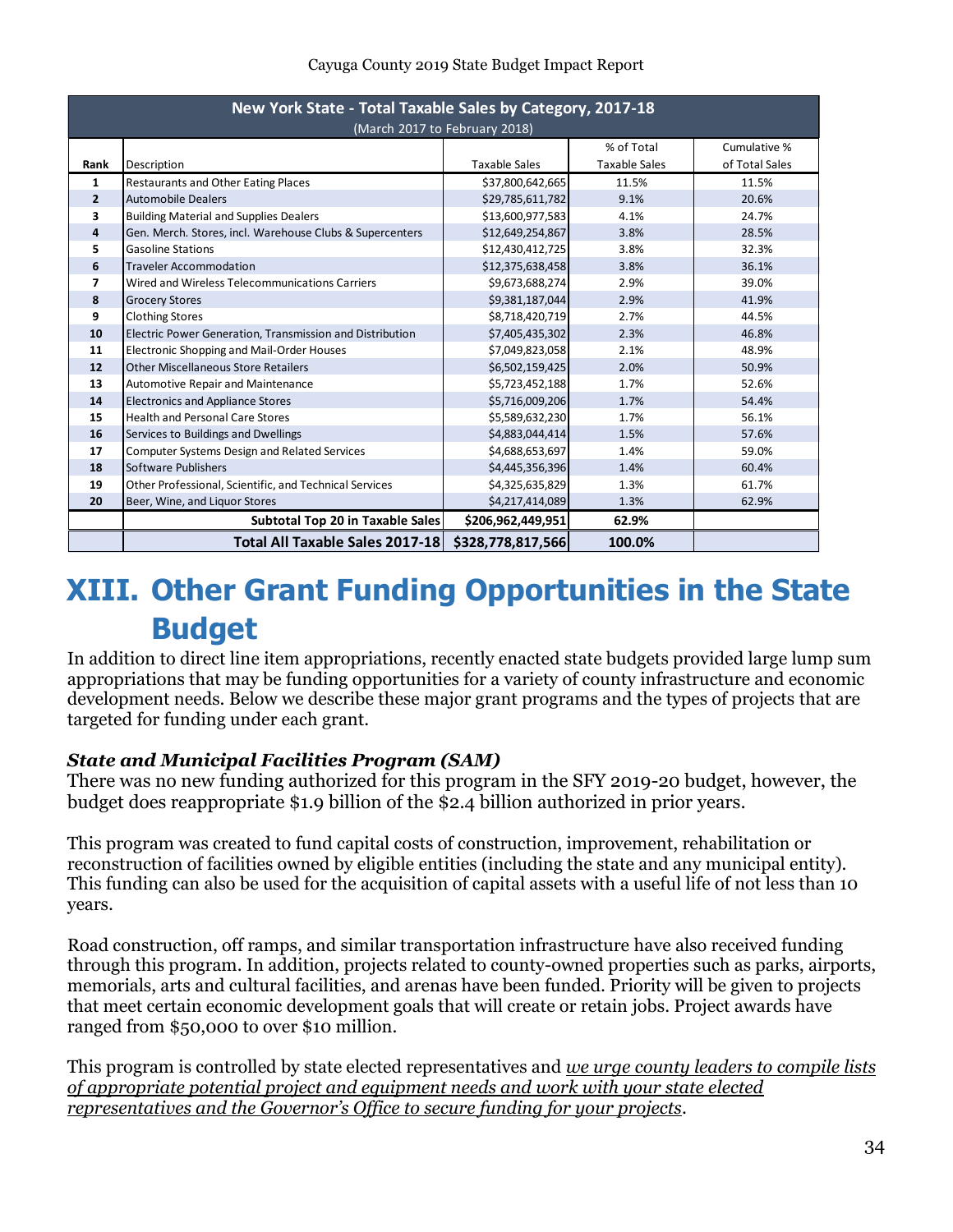| New York State - Total Taxable Sales by Category, 2017-18 (March 2017 to February 2018) | | | | |
|---|---|---|---|---|
| Rank | Description | Taxable Sales | % of Total Taxable Sales | Cumulative % of Total Sales |
| 1 | Restaurants and Other Eating Places | $37,800,642,665 | 11.5% | 11.5% |
| 2 | Automobile Dealers | $29,785,611,782 | 9.1% | 20.6% |
| 3 | Building Material and Supplies Dealers | $13,600,977,583 | 4.1% | 24.7% |
| 4 | Gen. Merch. Stores, incl. Warehouse Clubs & Supercenters | $12,649,254,867 | 3.8% | 28.5% |
| 5 | Gasoline Stations | $12,430,412,725 | 3.8% | 32.3% |
| 6 | Traveler Accommodation | $12,375,638,458 | 3.8% | 36.1% |
| 7 | Wired and Wireless Telecommunications Carriers | $9,673,688,274 | 2.9% | 39.0% |
| 8 | Grocery Stores | $9,381,187,044 | 2.9% | 41.9% |
| 9 | Clothing Stores | $8,718,420,719 | 2.7% | 44.5% |
| 10 | Electric Power Generation, Transmission and Distribution | $7,405,435,302 | 2.3% | 46.8% |
| 11 | Electronic Shopping and Mail-Order Houses | $7,049,823,058 | 2.1% | 48.9% |
| 12 | Other Miscellaneous Store Retailers | $6,502,159,425 | 2.0% | 50.9% |
| 13 | Automotive Repair and Maintenance | $5,723,452,188 | 1.7% | 52.6% |
| 14 | Electronics and Appliance Stores | $5,716,009,206 | 1.7% | 54.4% |
| 15 | Health and Personal Care Stores | $5,589,632,230 | 1.7% | 56.1% |
| 16 | Services to Buildings and Dwellings | $4,883,044,414 | 1.5% | 57.6% |
| 17 | Computer Systems Design and Related Services | $4,688,653,697 | 1.4% | 59.0% |
| 18 | Software Publishers | $4,445,356,396 | 1.4% | 60.4% |
| 19 | Other Professional, Scientific, and Technical Services | $4,325,635,829 | 1.3% | 61.7% |
| 20 | Beer, Wine, and Liquor Stores | $4,217,414,089 | 1.3% | 62.9% |
| | **Subtotal Top 20 in Taxable Sales** | **$206,962,449,951** | **62.9%** | |
| | **Total All Taxable Sales 2017-18** | **$328,778,817,566** | **100.0%** | |

# XIII. Other Grant Funding Opportunities in the State Budget

In addition to direct line item appropriations, recently enacted state budgets provided large lump sum appropriations that may be funding opportunities for a variety of county infrastructure and economic development needs. Below we describe these major grant programs and the types of projects that are targeted for funding under each grant.

### *State and Municipal Facilities Program (SAM)*

There was no new funding authorized for this program in the SFY 2019-20 budget, however, the budget does reappropriate $1.9 billion of the $2.4 billion authorized in prior years.

This program was created to fund capital costs of construction, improvement, rehabilitation or reconstruction of facilities owned by eligible entities (including the state and any municipal entity). This funding can also be used for the acquisition of capital assets with a useful life of not less than 10 years.

Road construction, off ramps, and similar transportation infrastructure have also received funding through this program. In addition, projects related to county-owned properties such as parks, airports, memorials, arts and cultural facilities, and arenas have been funded. Priority will be given to projects that meet certain economic development goals that will create or retain jobs. Project awards have ranged from $50,000 to over $10 million.

This program is controlled by state elected representatives and *we urge county leaders to compile lists of appropriate potential project and equipment needs and work with your state elected representatives and the Governor's Office to secure funding for your projects*.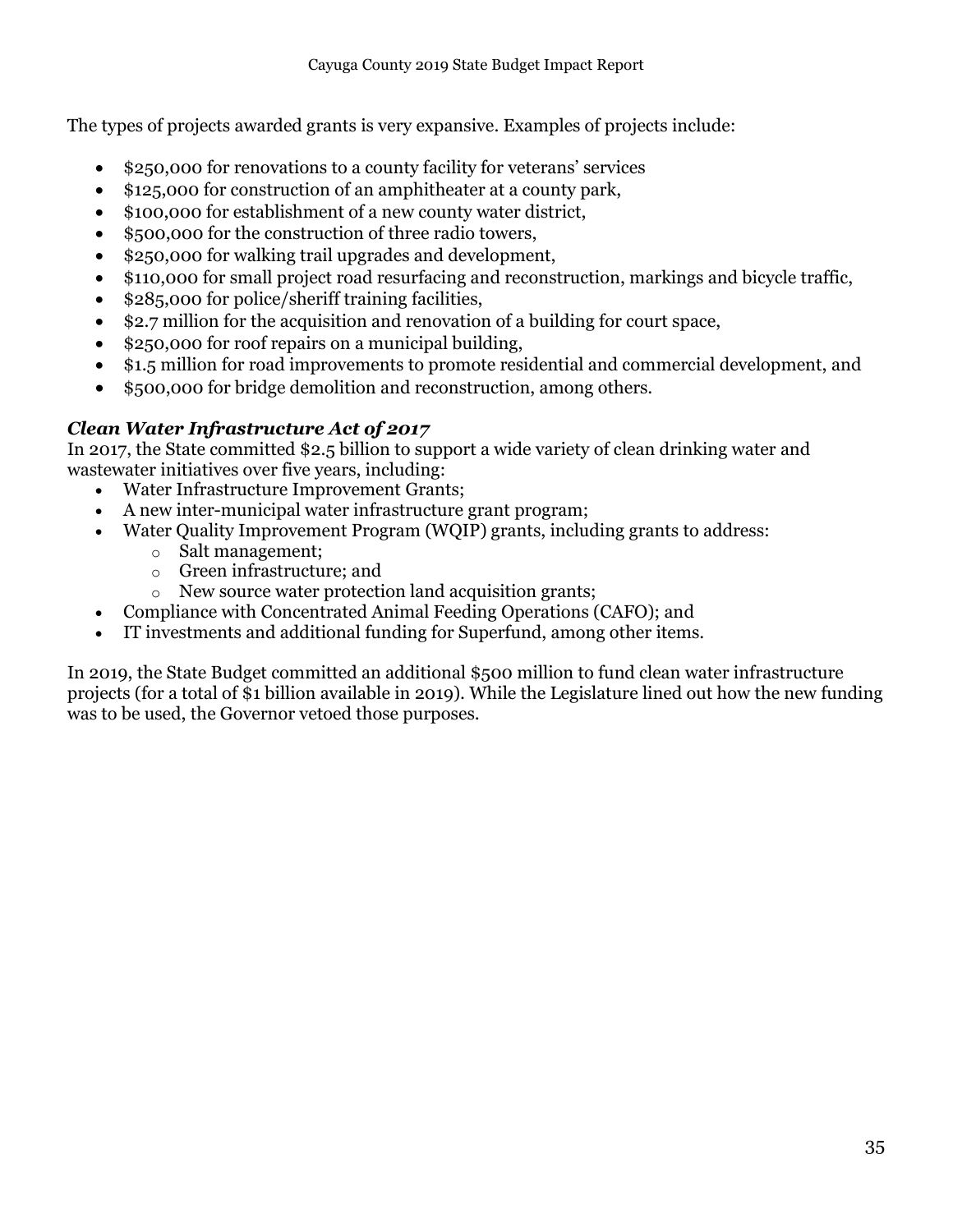The types of projects awarded grants is very expansive. Examples of projects include:

- $250,000 for renovations to a county facility for veterans' services
- $125,000 for construction of an amphitheater at a county park,
- $100,000 for establishment of a new county water district,
- $500,000 for the construction of three radio towers,
- $250,000 for walking trail upgrades and development,
- $110,000 for small project road resurfacing and reconstruction, markings and bicycle traffic,
- $285,000 for police/sheriff training facilities,
- $2.7 million for the acquisition and renovation of a building for court space,
- $250,000 for roof repairs on a municipal building,
- $1.5 million for road improvements to promote residential and commercial development, and
- $500,000 for bridge demolition and reconstruction, among others.

### *Clean Water Infrastructure Act of 2017*

In 2017, the State committed $2.5 billion to support a wide variety of clean drinking water and wastewater initiatives over five years, including:

- Water Infrastructure Improvement Grants;
- A new inter-municipal water infrastructure grant program;
- Water Quality Improvement Program (WQIP) grants, including grants to address:
  - Salt management;
  - Green infrastructure; and
  - New source water protection land acquisition grants;
- Compliance with Concentrated Animal Feeding Operations (CAFO); and
- IT investments and additional funding for Superfund, among other items.

In 2019, the State Budget committed an additional $500 million to fund clean water infrastructure projects (for a total of $1 billion available in 2019). While the Legislature lined out how the new funding was to be used, the Governor vetoed those purposes.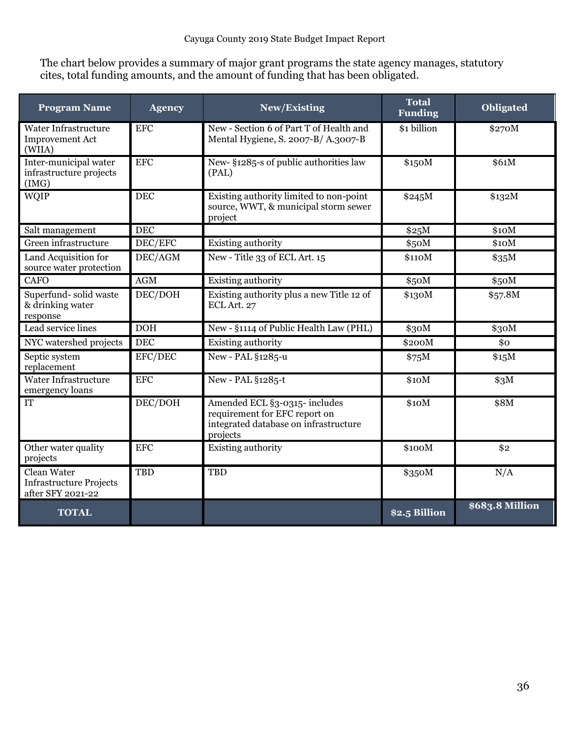The chart below provides a summary of major grant programs the state agency manages, statutory cites, total funding amounts, and the amount of funding that has been obligated.

| Program Name | Agency | New/Existing | Total Funding | Obligated |
|---|---|---|---|---|
| Water Infrastructure Improvement Act (WIIA) | EFC | New - Section 6 of Part T of Health and Mental Hygiene, S. 2007-B/ A.3007-B | $1 billion | $270M |
| Inter-municipal water infrastructure projects (IMG) | EFC | New- §1285-s of public authorities law (PAL) | $150M | $61M |
| WQIP | DEC | Existing authority limited to non-point source, WWT, & municipal storm sewer project | $245M | $132M |
| Salt management | DEC | | $25M | $10M |
| Green infrastructure | DEC/EFC | Existing authority | $50M | $10M |
| Land Acquisition for source water protection | DEC/AGM | New - Title 33 of ECL Art. 15 | $110M | $35M |
| CAFO | AGM | Existing authority | $50M | $50M |
| Superfund- solid waste & drinking water response | DEC/DOH | Existing authority plus a new Title 12 of ECL Art. 27 | $130M | $57.8M |
| Lead service lines | DOH | New - §1114 of Public Health Law (PHL) | $30M | $30M |
| NYC watershed projects | DEC | Existing authority | $200M | $0 |
| Septic system replacement | EFC/DEC | New - PAL §1285-u | $75M | $15M |
| Water Infrastructure emergency loans | EFC | New - PAL §1285-t | $10M | $3M |
| IT | DEC/DOH | Amended ECL §3-0315- includes requirement for EFC report on integrated database on infrastructure projects | $10M | $8M |
| Other water quality projects | EFC | Existing authority | $100M | $2 |
| Clean Water Infrastructure Projects after SFY 2021-22 | TBD | TBD | $350M | N/A |
| **TOTAL** | | | **$2.5 Billion** | **$683.8 Million** |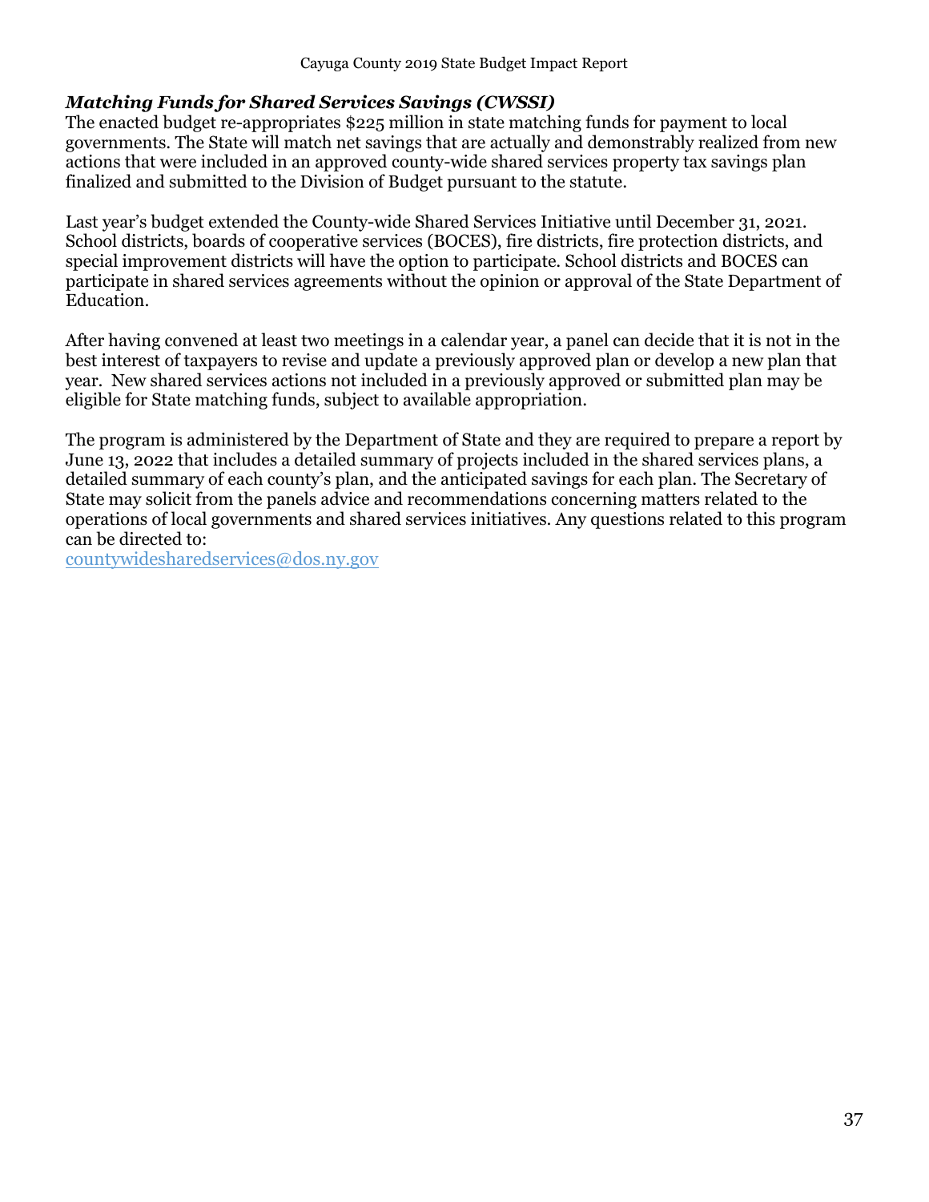### *Matching Funds for Shared Services Savings (CWSSI)*

The enacted budget re-appropriates $225 million in state matching funds for payment to local governments. The State will match net savings that are actually and demonstrably realized from new actions that were included in an approved county-wide shared services property tax savings plan finalized and submitted to the Division of Budget pursuant to the statute.

Last year's budget extended the County-wide Shared Services Initiative until December 31, 2021. School districts, boards of cooperative services (BOCES), fire districts, fire protection districts, and special improvement districts will have the option to participate. School districts and BOCES can participate in shared services agreements without the opinion or approval of the State Department of Education.

After having convened at least two meetings in a calendar year, a panel can decide that it is not in the best interest of taxpayers to revise and update a previously approved plan or develop a new plan that year. New shared services actions not included in a previously approved or submitted plan may be eligible for State matching funds, subject to available appropriation.

The program is administered by the Department of State and they are required to prepare a report by June 13, 2022 that includes a detailed summary of projects included in the shared services plans, a detailed summary of each county's plan, and the anticipated savings for each plan. The Secretary of State may solicit from the panels advice and recommendations concerning matters related to the operations of local governments and shared services initiatives. Any questions related to this program can be directed to:
countywidesharedservices@dos.ny.gov